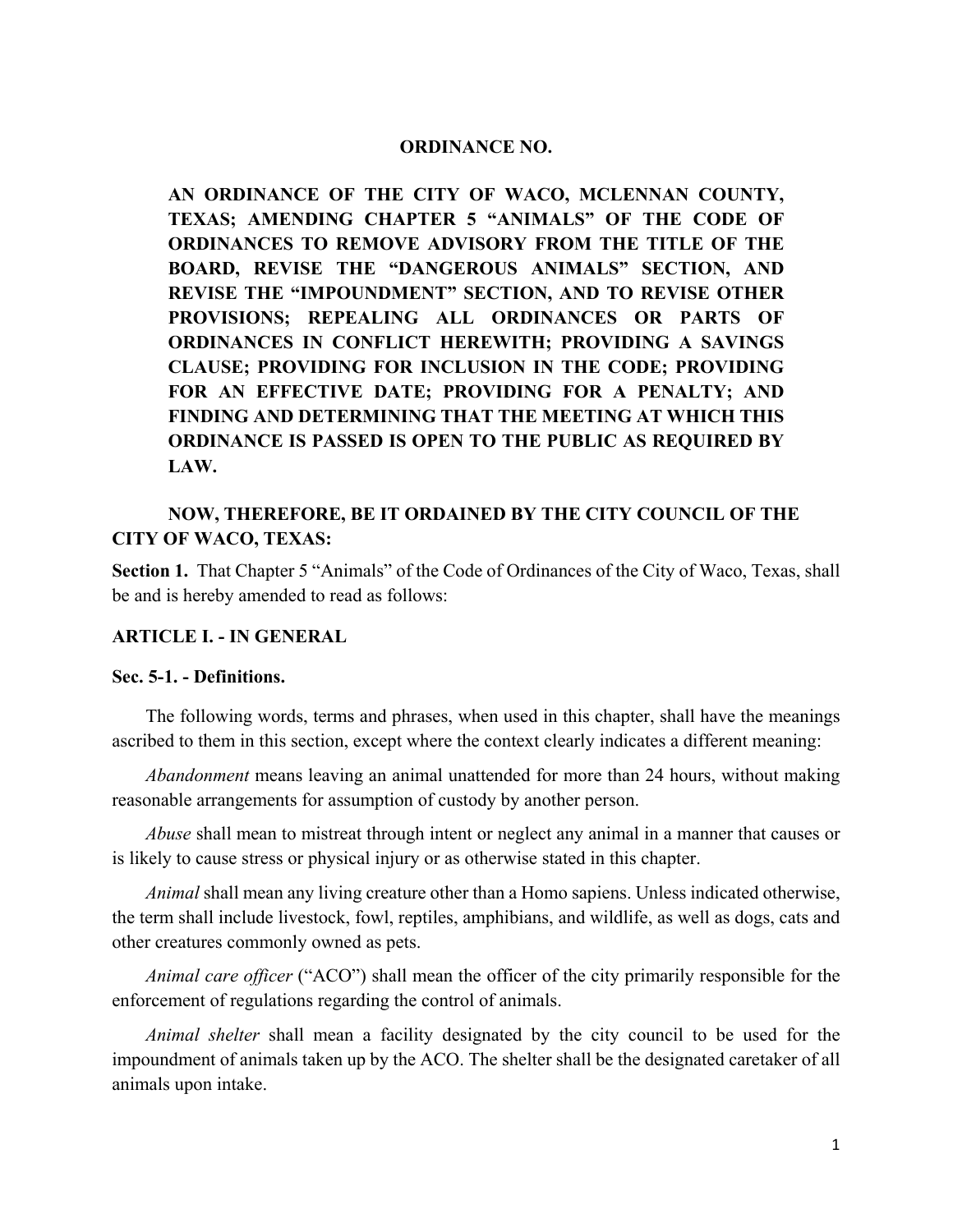**ORDINANCE NO.**

**AN ORDINANCE OF THE CITY OF WACO, MCLENNAN COUNTY, TEXAS; AMENDING CHAPTER 5 "ANIMALS" OF THE CODE OF ORDINANCES TO REMOVE ADVISORY FROM THE TITLE OF THE BOARD, REVISE THE "DANGEROUS ANIMALS" SECTION, AND REVISE THE "IMPOUNDMENT" SECTION, AND TO REVISE OTHER PROVISIONS; REPEALING ALL ORDINANCES OR PARTS OF ORDINANCES IN CONFLICT HEREWITH; PROVIDING A SAVINGS CLAUSE; PROVIDING FOR INCLUSION IN THE CODE; PROVIDING FOR AN EFFECTIVE DATE; PROVIDING FOR A PENALTY; AND FINDING AND DETERMINING THAT THE MEETING AT WHICH THIS ORDINANCE IS PASSED IS OPEN TO THE PUBLIC AS REQUIRED BY LAW.**

**NOW, THEREFORE, BE IT ORDAINED BY THE CITY COUNCIL OF THE CITY OF WACO, TEXAS:**

**Section 1.** That Chapter 5 "Animals" of the Code of Ordinances of the City of Waco, Texas, shall be and is hereby amended to read as follows:

## ARTICLE I. - IN GENERAL

### Sec. 5-1. - Definitions.

The following words, terms and phrases, when used in this chapter, shall have the meanings ascribed to them in this section, except where the context clearly indicates a different meaning:

*Abandonment* means leaving an animal unattended for more than 24 hours, without making reasonable arrangements for assumption of custody by another person.

*Abuse* shall mean to mistreat through intent or neglect any animal in a manner that causes or is likely to cause stress or physical injury or as otherwise stated in this chapter.

*Animal* shall mean any living creature other than a Homo sapiens. Unless indicated otherwise, the term shall include livestock, fowl, reptiles, amphibians, and wildlife, as well as dogs, cats and other creatures commonly owned as pets.

*Animal care officer* ("ACO") shall mean the officer of the city primarily responsible for the enforcement of regulations regarding the control of animals.

*Animal shelter* shall mean a facility designated by the city council to be used for the impoundment of animals taken up by the ACO. The shelter shall be the designated caretaker of all animals upon intake.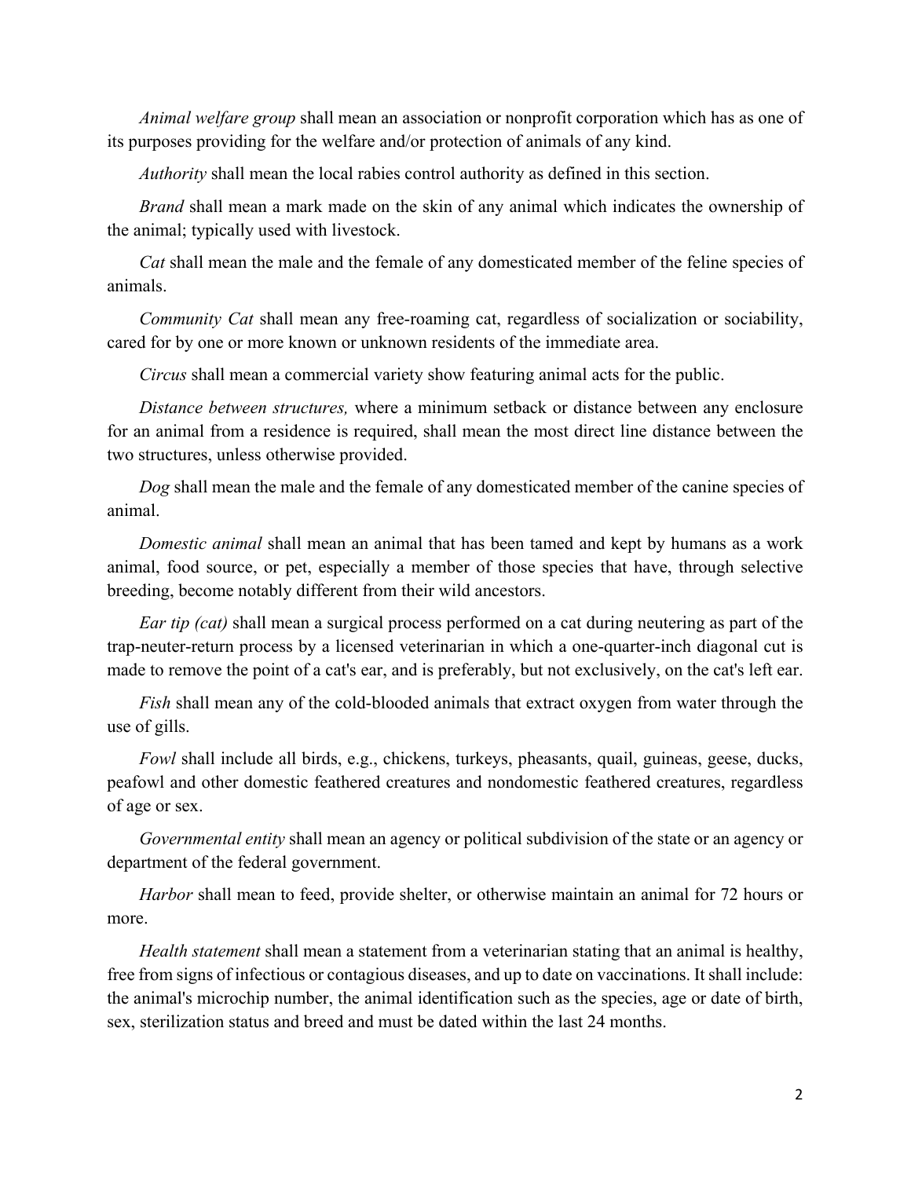*Animal welfare group* shall mean an association or nonprofit corporation which has as one of its purposes providing for the welfare and/or protection of animals of any kind.

*Authority* shall mean the local rabies control authority as defined in this section.

*Brand* shall mean a mark made on the skin of any animal which indicates the ownership of the animal; typically used with livestock.

*Cat* shall mean the male and the female of any domesticated member of the feline species of animals.

*Community Cat* shall mean any free-roaming cat, regardless of socialization or sociability, cared for by one or more known or unknown residents of the immediate area.

*Circus* shall mean a commercial variety show featuring animal acts for the public.

*Distance between structures,* where a minimum setback or distance between any enclosure for an animal from a residence is required, shall mean the most direct line distance between the two structures, unless otherwise provided.

*Dog* shall mean the male and the female of any domesticated member of the canine species of animal.

*Domestic animal* shall mean an animal that has been tamed and kept by humans as a work animal, food source, or pet, especially a member of those species that have, through selective breeding, become notably different from their wild ancestors.

*Ear tip (cat)* shall mean a surgical process performed on a cat during neutering as part of the trap-neuter-return process by a licensed veterinarian in which a one-quarter-inch diagonal cut is made to remove the point of a cat's ear, and is preferably, but not exclusively, on the cat's left ear.

*Fish* shall mean any of the cold-blooded animals that extract oxygen from water through the use of gills.

*Fowl* shall include all birds, e.g., chickens, turkeys, pheasants, quail, guineas, geese, ducks, peafowl and other domestic feathered creatures and nondomestic feathered creatures, regardless of age or sex.

*Governmental entity* shall mean an agency or political subdivision of the state or an agency or department of the federal government.

*Harbor* shall mean to feed, provide shelter, or otherwise maintain an animal for 72 hours or more.

*Health statement* shall mean a statement from a veterinarian stating that an animal is healthy, free from signs of infectious or contagious diseases, and up to date on vaccinations. It shall include: the animal's microchip number, the animal identification such as the species, age or date of birth, sex, sterilization status and breed and must be dated within the last 24 months.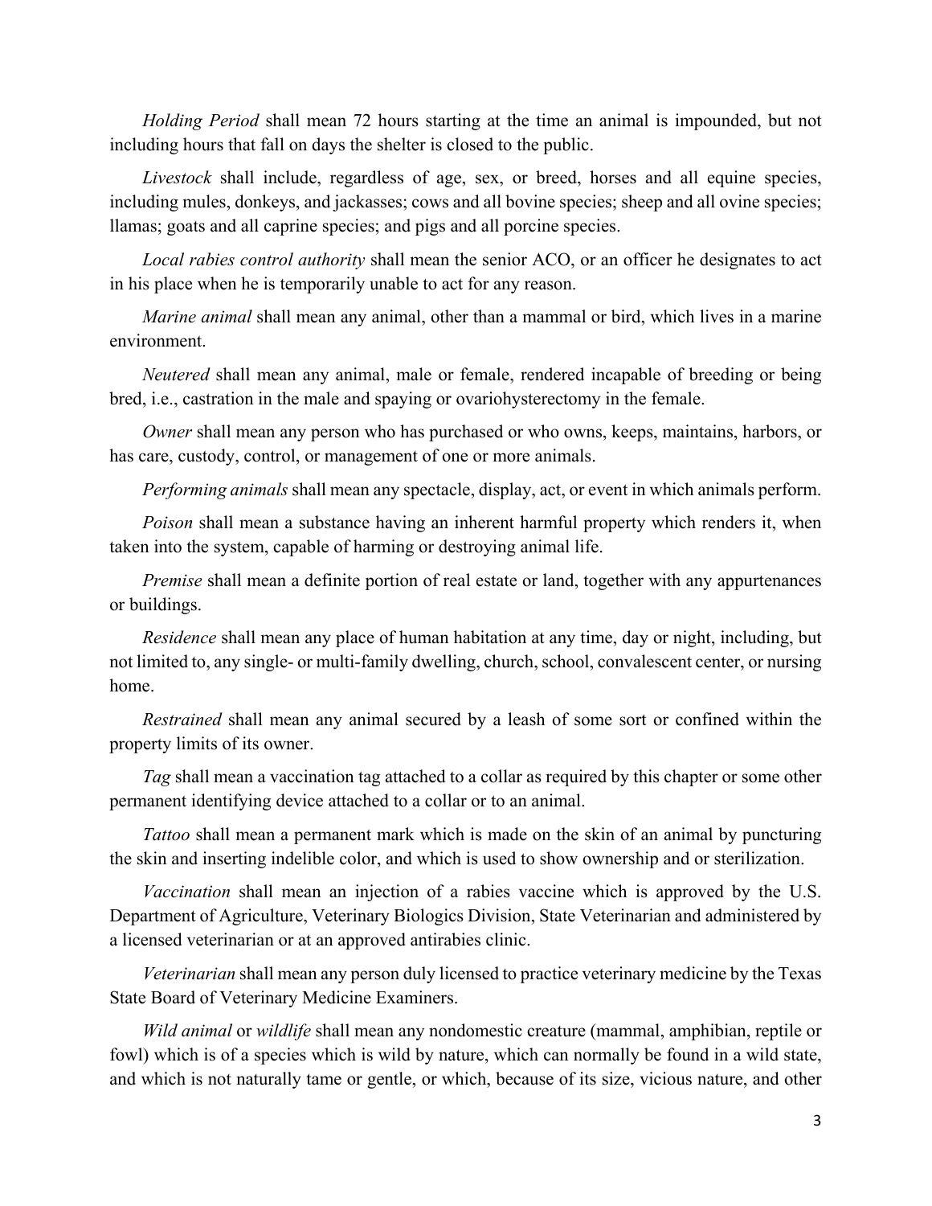*Holding Period* shall mean 72 hours starting at the time an animal is impounded, but not including hours that fall on days the shelter is closed to the public.

*Livestock* shall include, regardless of age, sex, or breed, horses and all equine species, including mules, donkeys, and jackasses; cows and all bovine species; sheep and all ovine species; llamas; goats and all caprine species; and pigs and all porcine species.

*Local rabies control authority* shall mean the senior ACO, or an officer he designates to act in his place when he is temporarily unable to act for any reason.

*Marine animal* shall mean any animal, other than a mammal or bird, which lives in a marine environment.

*Neutered* shall mean any animal, male or female, rendered incapable of breeding or being bred, i.e., castration in the male and spaying or ovariohysterectomy in the female.

*Owner* shall mean any person who has purchased or who owns, keeps, maintains, harbors, or has care, custody, control, or management of one or more animals.

*Performing animals* shall mean any spectacle, display, act, or event in which animals perform.

*Poison* shall mean a substance having an inherent harmful property which renders it, when taken into the system, capable of harming or destroying animal life.

*Premise* shall mean a definite portion of real estate or land, together with any appurtenances or buildings.

*Residence* shall mean any place of human habitation at any time, day or night, including, but not limited to, any single- or multi-family dwelling, church, school, convalescent center, or nursing home.

*Restrained* shall mean any animal secured by a leash of some sort or confined within the property limits of its owner.

*Tag* shall mean a vaccination tag attached to a collar as required by this chapter or some other permanent identifying device attached to a collar or to an animal.

*Tattoo* shall mean a permanent mark which is made on the skin of an animal by puncturing the skin and inserting indelible color, and which is used to show ownership and or sterilization.

*Vaccination* shall mean an injection of a rabies vaccine which is approved by the U.S. Department of Agriculture, Veterinary Biologics Division, State Veterinarian and administered by a licensed veterinarian or at an approved antirabies clinic.

*Veterinarian* shall mean any person duly licensed to practice veterinary medicine by the Texas State Board of Veterinary Medicine Examiners.

*Wild animal* or *wildlife* shall mean any nondomestic creature (mammal, amphibian, reptile or fowl) which is of a species which is wild by nature, which can normally be found in a wild state, and which is not naturally tame or gentle, or which, because of its size, vicious nature, and other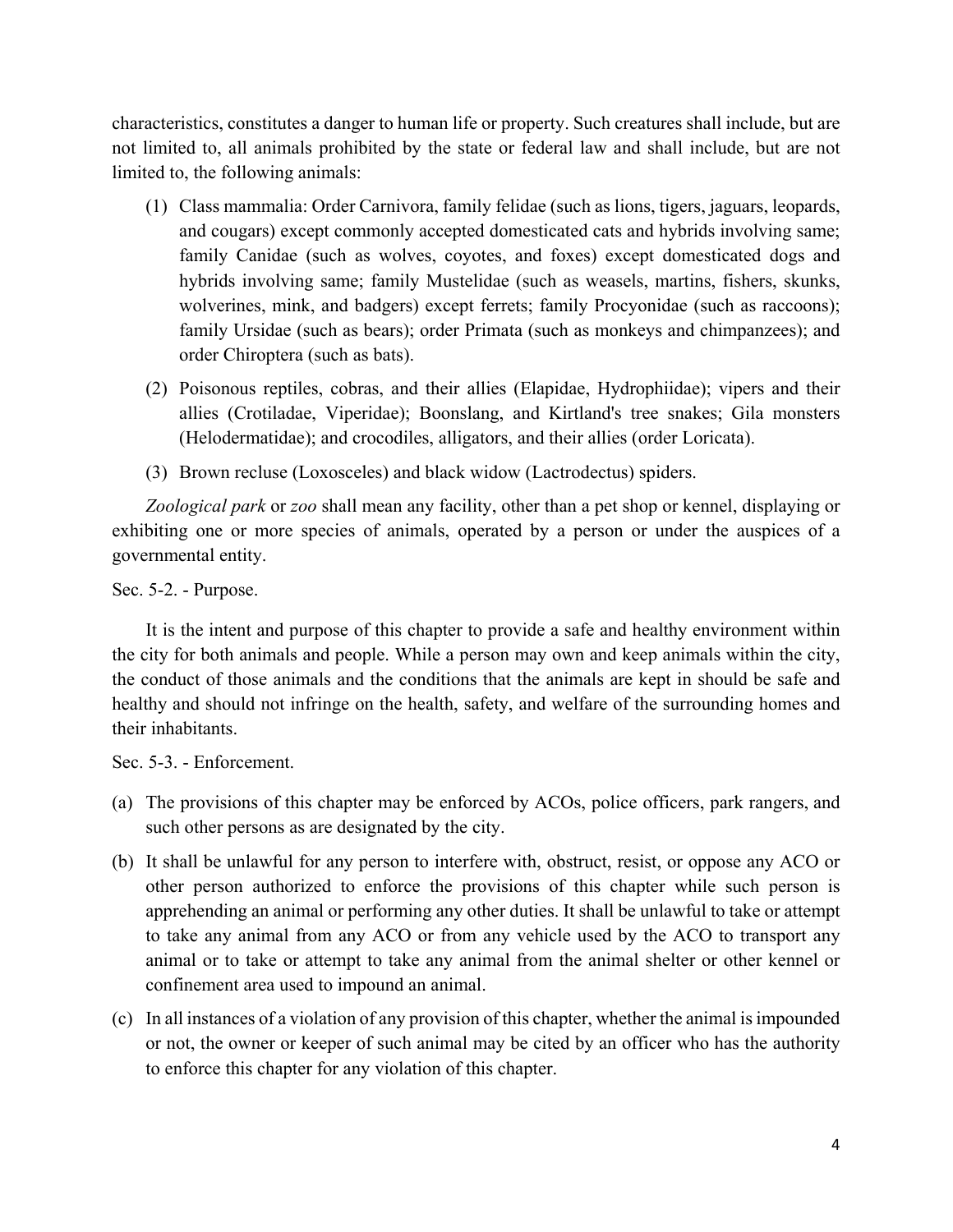characteristics, constitutes a danger to human life or property. Such creatures shall include, but are not limited to, all animals prohibited by the state or federal law and shall include, but are not limited to, the following animals:

(1) Class mammalia: Order Carnivora, family felidae (such as lions, tigers, jaguars, leopards, and cougars) except commonly accepted domesticated cats and hybrids involving same; family Canidae (such as wolves, coyotes, and foxes) except domesticated dogs and hybrids involving same; family Mustelidae (such as weasels, martins, fishers, skunks, wolverines, mink, and badgers) except ferrets; family Procyonidae (such as raccoons); family Ursidae (such as bears); order Primata (such as monkeys and chimpanzees); and order Chiroptera (such as bats).

(2) Poisonous reptiles, cobras, and their allies (Elapidae, Hydrophiidae); vipers and their allies (Crotiladae, Viperidae); Boonslang, and Kirtland's tree snakes; Gila monsters (Helodermatidae); and crocodiles, alligators, and their allies (order Loricata).

(3) Brown recluse (Loxosceles) and black widow (Lactrodectus) spiders.

*Zoological park* or *zoo* shall mean any facility, other than a pet shop or kennel, displaying or exhibiting one or more species of animals, operated by a person or under the auspices of a governmental entity.

Sec. 5-2. - Purpose.

It is the intent and purpose of this chapter to provide a safe and healthy environment within the city for both animals and people. While a person may own and keep animals within the city, the conduct of those animals and the conditions that the animals are kept in should be safe and healthy and should not infringe on the health, safety, and welfare of the surrounding homes and their inhabitants.

Sec. 5-3. - Enforcement.

(a) The provisions of this chapter may be enforced by ACOs, police officers, park rangers, and such other persons as are designated by the city.

(b) It shall be unlawful for any person to interfere with, obstruct, resist, or oppose any ACO or other person authorized to enforce the provisions of this chapter while such person is apprehending an animal or performing any other duties. It shall be unlawful to take or attempt to take any animal from any ACO or from any vehicle used by the ACO to transport any animal or to take or attempt to take any animal from the animal shelter or other kennel or confinement area used to impound an animal.

(c) In all instances of a violation of any provision of this chapter, whether the animal is impounded or not, the owner or keeper of such animal may be cited by an officer who has the authority to enforce this chapter for any violation of this chapter.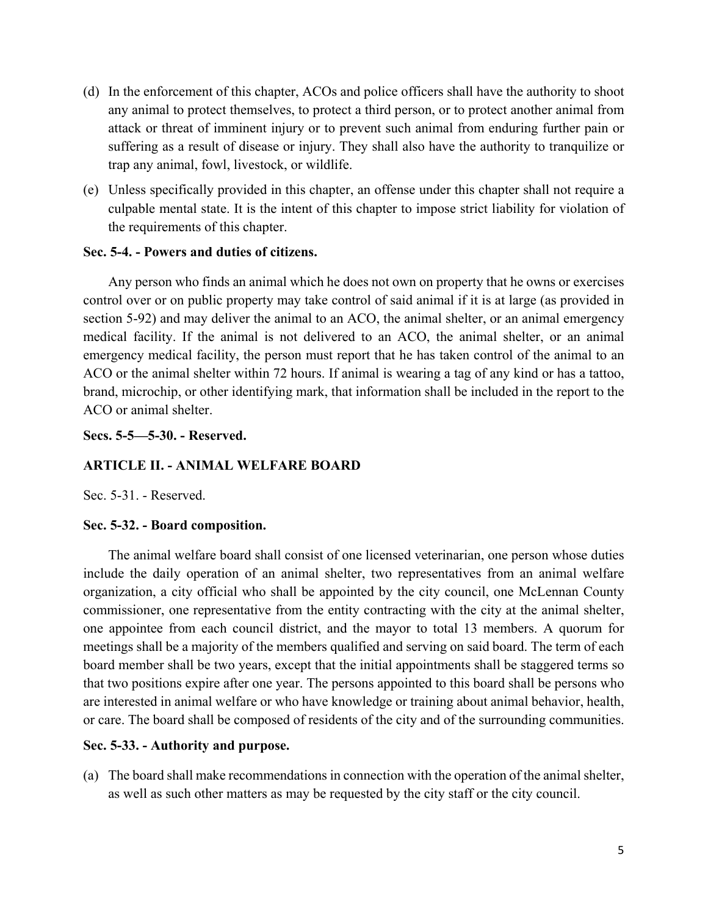(d) In the enforcement of this chapter, ACOs and police officers shall have the authority to shoot any animal to protect themselves, to protect a third person, or to protect another animal from attack or threat of imminent injury or to prevent such animal from enduring further pain or suffering as a result of disease or injury. They shall also have the authority to tranquilize or trap any animal, fowl, livestock, or wildlife.

(e) Unless specifically provided in this chapter, an offense under this chapter shall not require a culpable mental state. It is the intent of this chapter to impose strict liability for violation of the requirements of this chapter.

**Sec. 5-4. - Powers and duties of citizens.**

Any person who finds an animal which he does not own on property that he owns or exercises control over or on public property may take control of said animal if it is at large (as provided in section 5-92) and may deliver the animal to an ACO, the animal shelter, or an animal emergency medical facility. If the animal is not delivered to an ACO, the animal shelter, or an animal emergency medical facility, the person must report that he has taken control of the animal to an ACO or the animal shelter within 72 hours. If animal is wearing a tag of any kind or has a tattoo, brand, microchip, or other identifying mark, that information shall be included in the report to the ACO or animal shelter.

**Secs. 5-5—5-30. - Reserved.**

**ARTICLE II. - ANIMAL WELFARE BOARD**

Sec. 5-31. - Reserved.

**Sec. 5-32. - Board composition.**

The animal welfare board shall consist of one licensed veterinarian, one person whose duties include the daily operation of an animal shelter, two representatives from an animal welfare organization, a city official who shall be appointed by the city council, one McLennan County commissioner, one representative from the entity contracting with the city at the animal shelter, one appointee from each council district, and the mayor to total 13 members. A quorum for meetings shall be a majority of the members qualified and serving on said board. The term of each board member shall be two years, except that the initial appointments shall be staggered terms so that two positions expire after one year. The persons appointed to this board shall be persons who are interested in animal welfare or who have knowledge or training about animal behavior, health, or care. The board shall be composed of residents of the city and of the surrounding communities.

**Sec. 5-33. - Authority and purpose.**

(a) The board shall make recommendations in connection with the operation of the animal shelter, as well as such other matters as may be requested by the city staff or the city council.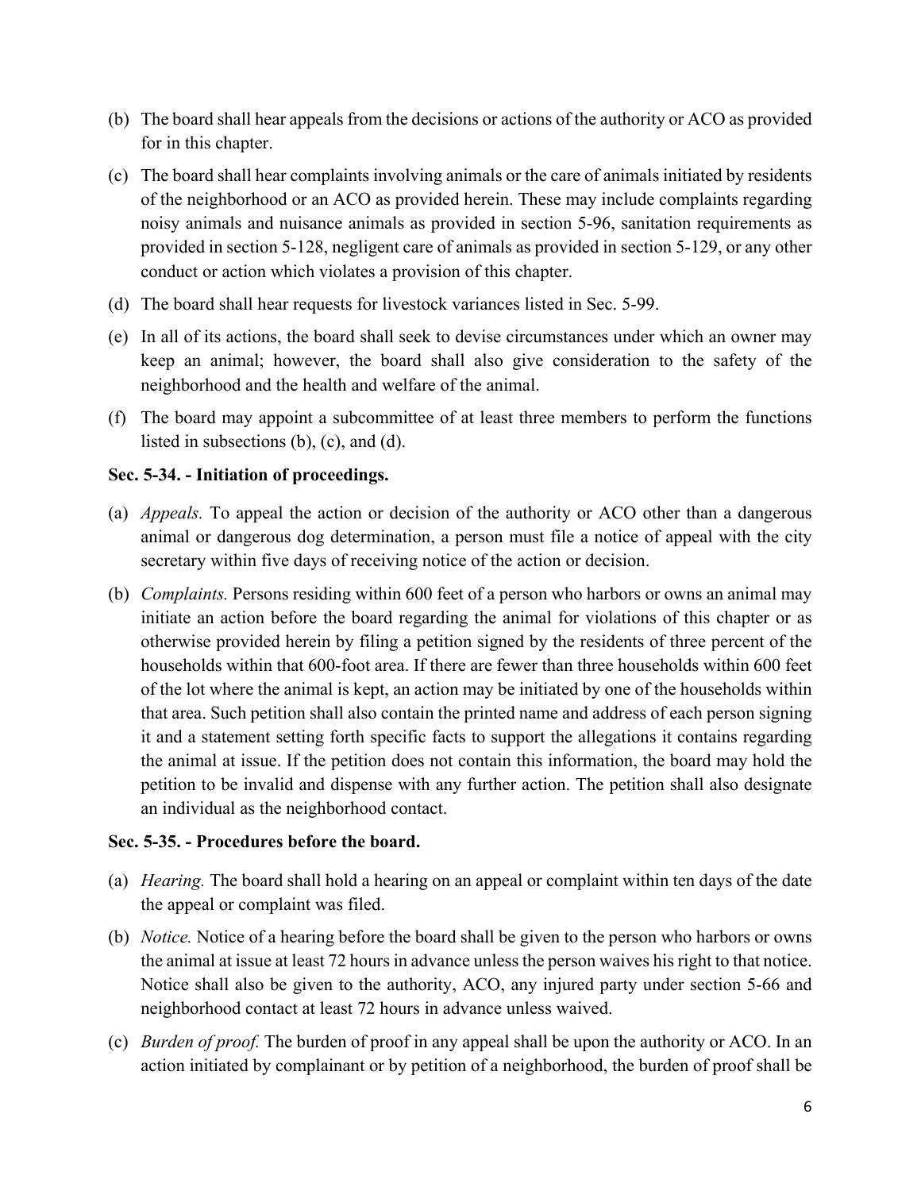(b) The board shall hear appeals from the decisions or actions of the authority or ACO as provided for in this chapter.

(c) The board shall hear complaints involving animals or the care of animals initiated by residents of the neighborhood or an ACO as provided herein. These may include complaints regarding noisy animals and nuisance animals as provided in section 5-96, sanitation requirements as provided in section 5-128, negligent care of animals as provided in section 5-129, or any other conduct or action which violates a provision of this chapter.

(d) The board shall hear requests for livestock variances listed in Sec. 5-99.

(e) In all of its actions, the board shall seek to devise circumstances under which an owner may keep an animal; however, the board shall also give consideration to the safety of the neighborhood and the health and welfare of the animal.

(f) The board may appoint a subcommittee of at least three members to perform the functions listed in subsections (b), (c), and (d).

**Sec. 5-34. - Initiation of proceedings.**

(a) *Appeals.* To appeal the action or decision of the authority or ACO other than a dangerous animal or dangerous dog determination, a person must file a notice of appeal with the city secretary within five days of receiving notice of the action or decision.

(b) *Complaints.* Persons residing within 600 feet of a person who harbors or owns an animal may initiate an action before the board regarding the animal for violations of this chapter or as otherwise provided herein by filing a petition signed by the residents of three percent of the households within that 600-foot area. If there are fewer than three households within 600 feet of the lot where the animal is kept, an action may be initiated by one of the households within that area. Such petition shall also contain the printed name and address of each person signing it and a statement setting forth specific facts to support the allegations it contains regarding the animal at issue. If the petition does not contain this information, the board may hold the petition to be invalid and dispense with any further action. The petition shall also designate an individual as the neighborhood contact.

**Sec. 5-35. - Procedures before the board.**

(a) *Hearing.* The board shall hold a hearing on an appeal or complaint within ten days of the date the appeal or complaint was filed.

(b) *Notice.* Notice of a hearing before the board shall be given to the person who harbors or owns the animal at issue at least 72 hours in advance unless the person waives his right to that notice. Notice shall also be given to the authority, ACO, any injured party under section 5-66 and neighborhood contact at least 72 hours in advance unless waived.

(c) *Burden of proof.* The burden of proof in any appeal shall be upon the authority or ACO. In an action initiated by complainant or by petition of a neighborhood, the burden of proof shall be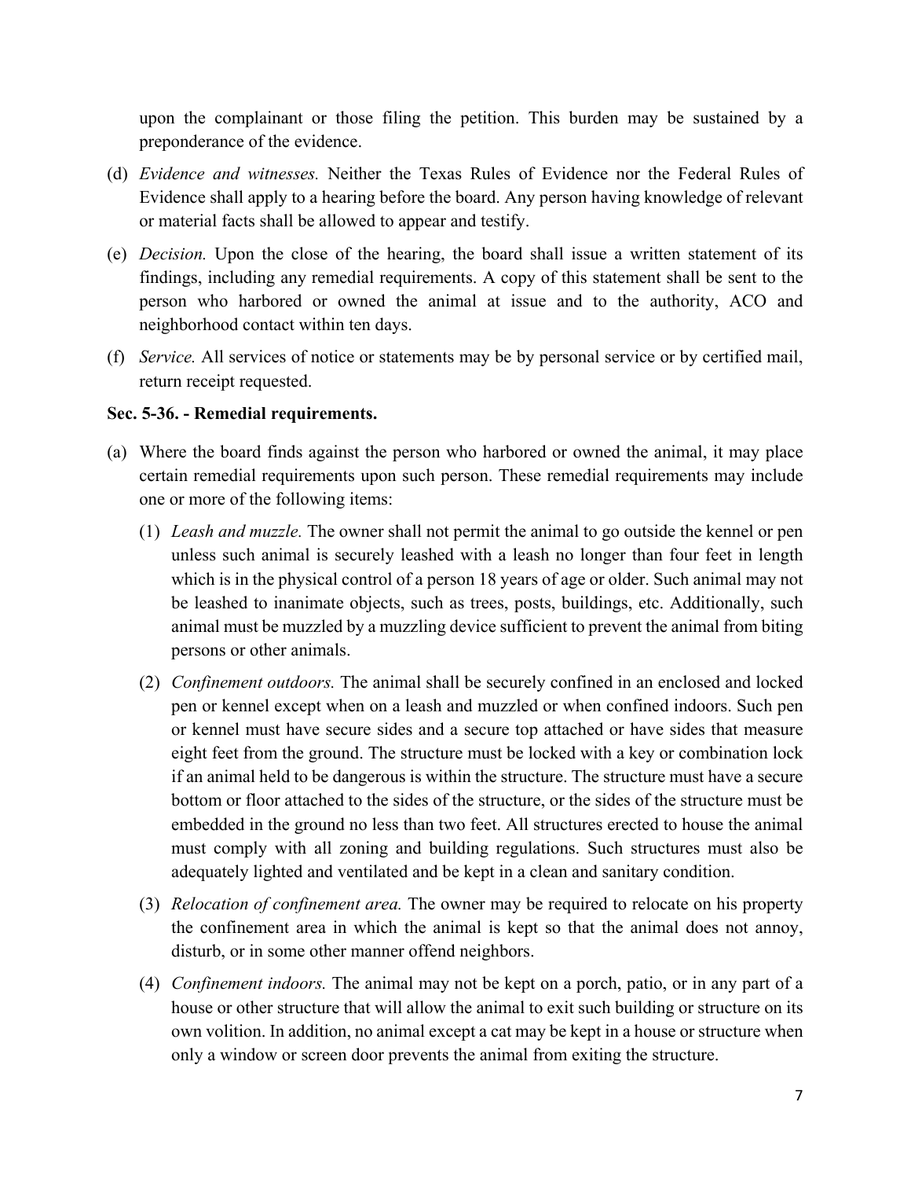upon the complainant or those filing the petition. This burden may be sustained by a preponderance of the evidence.

(d) *Evidence and witnesses.* Neither the Texas Rules of Evidence nor the Federal Rules of Evidence shall apply to a hearing before the board. Any person having knowledge of relevant or material facts shall be allowed to appear and testify.

(e) *Decision.* Upon the close of the hearing, the board shall issue a written statement of its findings, including any remedial requirements. A copy of this statement shall be sent to the person who harbored or owned the animal at issue and to the authority, ACO and neighborhood contact within ten days.

(f) *Service.* All services of notice or statements may be by personal service or by certified mail, return receipt requested.

**Sec. 5-36. - Remedial requirements.**

(a) Where the board finds against the person who harbored or owned the animal, it may place certain remedial requirements upon such person. These remedial requirements may include one or more of the following items:

   (1) *Leash and muzzle.* The owner shall not permit the animal to go outside the kennel or pen unless such animal is securely leashed with a leash no longer than four feet in length which is in the physical control of a person 18 years of age or older. Such animal may not be leashed to inanimate objects, such as trees, posts, buildings, etc. Additionally, such animal must be muzzled by a muzzling device sufficient to prevent the animal from biting persons or other animals.

   (2) *Confinement outdoors.* The animal shall be securely confined in an enclosed and locked pen or kennel except when on a leash and muzzled or when confined indoors. Such pen or kennel must have secure sides and a secure top attached or have sides that measure eight feet from the ground. The structure must be locked with a key or combination lock if an animal held to be dangerous is within the structure. The structure must have a secure bottom or floor attached to the sides of the structure, or the sides of the structure must be embedded in the ground no less than two feet. All structures erected to house the animal must comply with all zoning and building regulations. Such structures must also be adequately lighted and ventilated and be kept in a clean and sanitary condition.

   (3) *Relocation of confinement area.* The owner may be required to relocate on his property the confinement area in which the animal is kept so that the animal does not annoy, disturb, or in some other manner offend neighbors.

   (4) *Confinement indoors.* The animal may not be kept on a porch, patio, or in any part of a house or other structure that will allow the animal to exit such building or structure on its own volition. In addition, no animal except a cat may be kept in a house or structure when only a window or screen door prevents the animal from exiting the structure.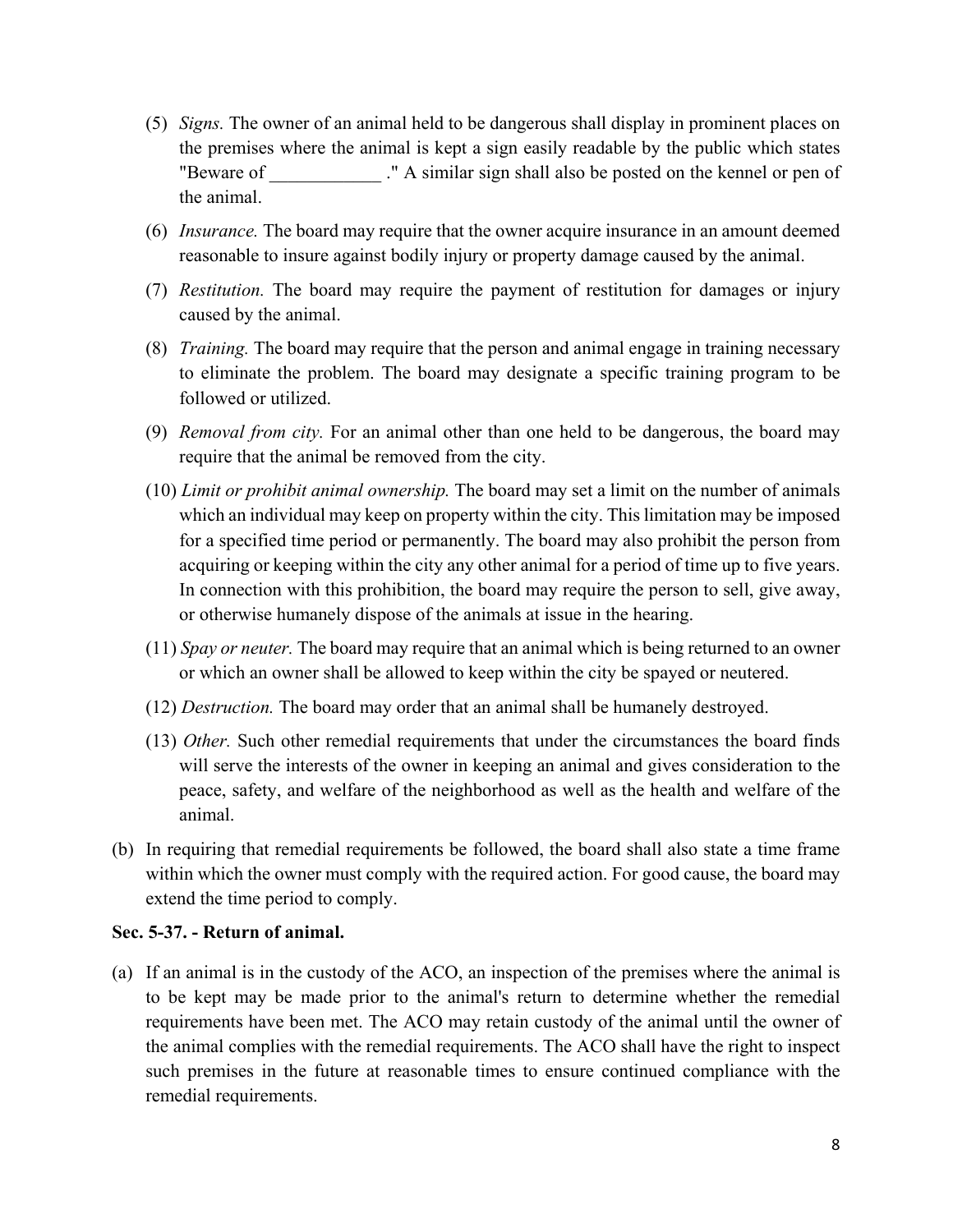(5) *Signs.* The owner of an animal held to be dangerous shall display in prominent places on the premises where the animal is kept a sign easily readable by the public which states "Beware of ____________ ." A similar sign shall also be posted on the kennel or pen of the animal.

(6) *Insurance.* The board may require that the owner acquire insurance in an amount deemed reasonable to insure against bodily injury or property damage caused by the animal.

(7) *Restitution.* The board may require the payment of restitution for damages or injury caused by the animal.

(8) *Training.* The board may require that the person and animal engage in training necessary to eliminate the problem. The board may designate a specific training program to be followed or utilized.

(9) *Removal from city.* For an animal other than one held to be dangerous, the board may require that the animal be removed from the city.

(10) *Limit or prohibit animal ownership.* The board may set a limit on the number of animals which an individual may keep on property within the city. This limitation may be imposed for a specified time period or permanently. The board may also prohibit the person from acquiring or keeping within the city any other animal for a period of time up to five years. In connection with this prohibition, the board may require the person to sell, give away, or otherwise humanely dispose of the animals at issue in the hearing.

(11) *Spay or neuter.* The board may require that an animal which is being returned to an owner or which an owner shall be allowed to keep within the city be spayed or neutered.

(12) *Destruction.* The board may order that an animal shall be humanely destroyed.

(13) *Other.* Such other remedial requirements that under the circumstances the board finds will serve the interests of the owner in keeping an animal and gives consideration to the peace, safety, and welfare of the neighborhood as well as the health and welfare of the animal.

(b) In requiring that remedial requirements be followed, the board shall also state a time frame within which the owner must comply with the required action. For good cause, the board may extend the time period to comply.

**Sec. 5-37. - Return of animal.**

(a) If an animal is in the custody of the ACO, an inspection of the premises where the animal is to be kept may be made prior to the animal's return to determine whether the remedial requirements have been met. The ACO may retain custody of the animal until the owner of the animal complies with the remedial requirements. The ACO shall have the right to inspect such premises in the future at reasonable times to ensure continued compliance with the remedial requirements.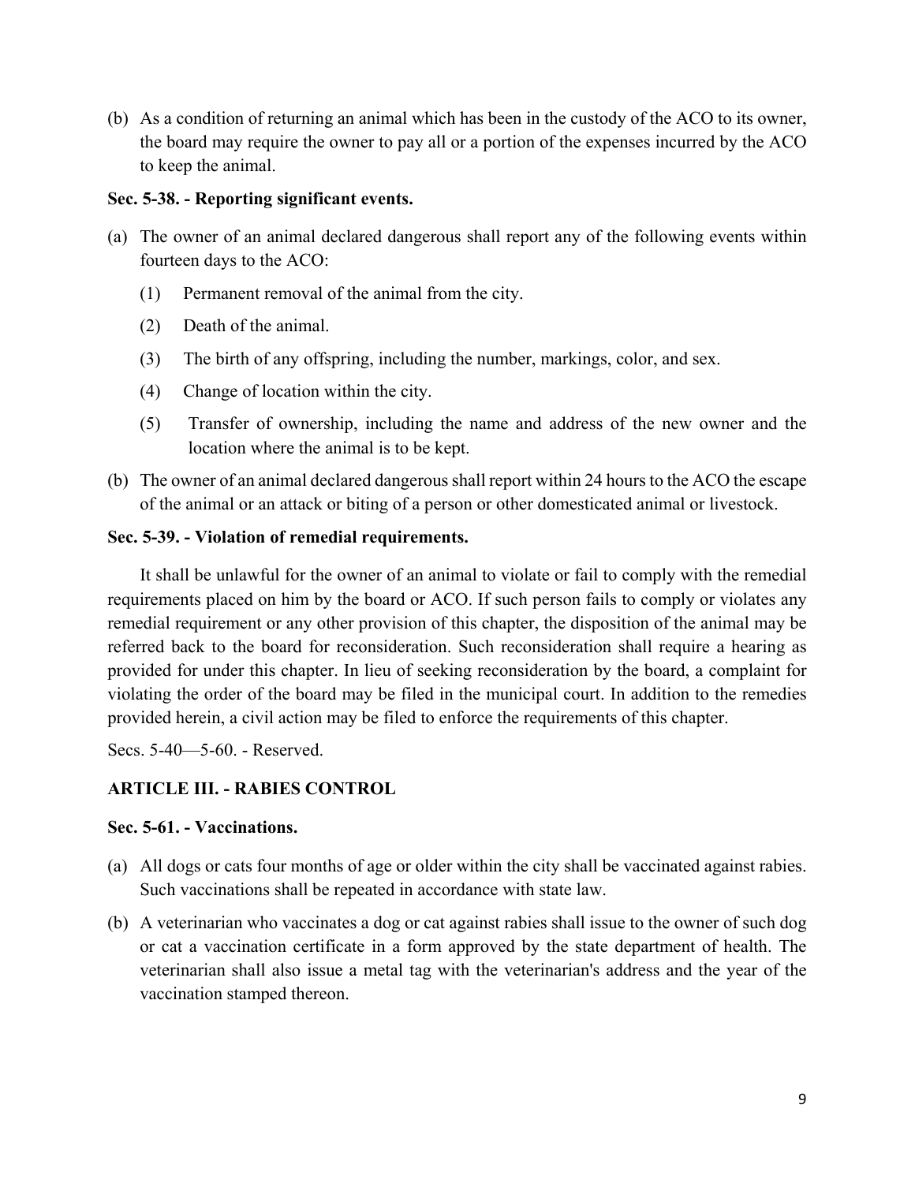(b) As a condition of returning an animal which has been in the custody of the ACO to its owner, the board may require the owner to pay all or a portion of the expenses incurred by the ACO to keep the animal.

**Sec. 5-38. - Reporting significant events.**

(a) The owner of an animal declared dangerous shall report any of the following events within fourteen days to the ACO:

   (1) Permanent removal of the animal from the city.

   (2) Death of the animal.

   (3) The birth of any offspring, including the number, markings, color, and sex.

   (4) Change of location within the city.

   (5) Transfer of ownership, including the name and address of the new owner and the location where the animal is to be kept.

(b) The owner of an animal declared dangerous shall report within 24 hours to the ACO the escape of the animal or an attack or biting of a person or other domesticated animal or livestock.

**Sec. 5-39. - Violation of remedial requirements.**

It shall be unlawful for the owner of an animal to violate or fail to comply with the remedial requirements placed on him by the board or ACO. If such person fails to comply or violates any remedial requirement or any other provision of this chapter, the disposition of the animal may be referred back to the board for reconsideration. Such reconsideration shall require a hearing as provided for under this chapter. In lieu of seeking reconsideration by the board, a complaint for violating the order of the board may be filed in the municipal court. In addition to the remedies provided herein, a civil action may be filed to enforce the requirements of this chapter.

Secs. 5-40—5-60. - Reserved.

**ARTICLE III. - RABIES CONTROL**

**Sec. 5-61. - Vaccinations.**

(a) All dogs or cats four months of age or older within the city shall be vaccinated against rabies. Such vaccinations shall be repeated in accordance with state law.

(b) A veterinarian who vaccinates a dog or cat against rabies shall issue to the owner of such dog or cat a vaccination certificate in a form approved by the state department of health. The veterinarian shall also issue a metal tag with the veterinarian's address and the year of the vaccination stamped thereon.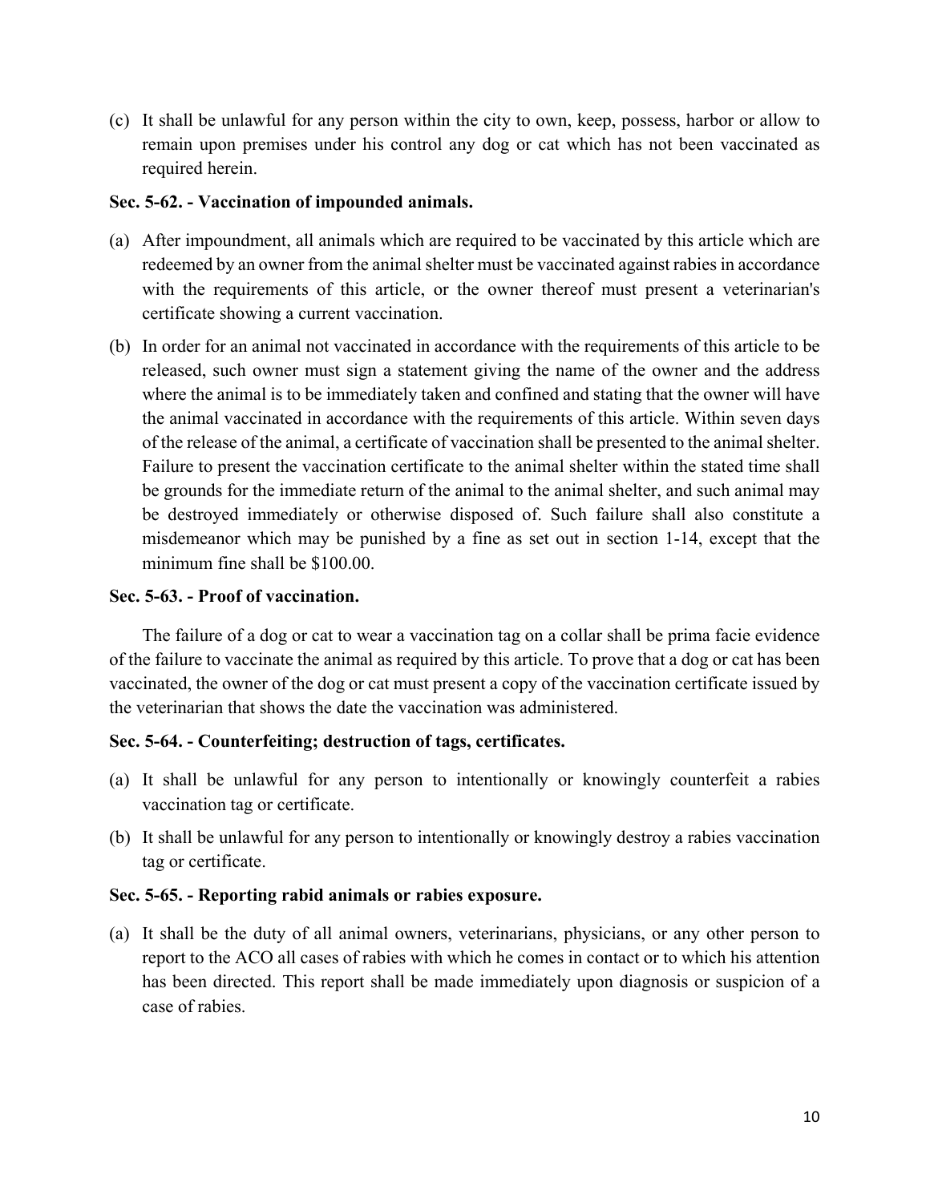(c) It shall be unlawful for any person within the city to own, keep, possess, harbor or allow to remain upon premises under his control any dog or cat which has not been vaccinated as required herein.

**Sec. 5-62. - Vaccination of impounded animals.**

(a) After impoundment, all animals which are required to be vaccinated by this article which are redeemed by an owner from the animal shelter must be vaccinated against rabies in accordance with the requirements of this article, or the owner thereof must present a veterinarian's certificate showing a current vaccination.

(b) In order for an animal not vaccinated in accordance with the requirements of this article to be released, such owner must sign a statement giving the name of the owner and the address where the animal is to be immediately taken and confined and stating that the owner will have the animal vaccinated in accordance with the requirements of this article. Within seven days of the release of the animal, a certificate of vaccination shall be presented to the animal shelter. Failure to present the vaccination certificate to the animal shelter within the stated time shall be grounds for the immediate return of the animal to the animal shelter, and such animal may be destroyed immediately or otherwise disposed of. Such failure shall also constitute a misdemeanor which may be punished by a fine as set out in section 1-14, except that the minimum fine shall be $100.00.

**Sec. 5-63. - Proof of vaccination.**

The failure of a dog or cat to wear a vaccination tag on a collar shall be prima facie evidence of the failure to vaccinate the animal as required by this article. To prove that a dog or cat has been vaccinated, the owner of the dog or cat must present a copy of the vaccination certificate issued by the veterinarian that shows the date the vaccination was administered.

**Sec. 5-64. - Counterfeiting; destruction of tags, certificates.**

(a) It shall be unlawful for any person to intentionally or knowingly counterfeit a rabies vaccination tag or certificate.

(b) It shall be unlawful for any person to intentionally or knowingly destroy a rabies vaccination tag or certificate.

**Sec. 5-65. - Reporting rabid animals or rabies exposure.**

(a) It shall be the duty of all animal owners, veterinarians, physicians, or any other person to report to the ACO all cases of rabies with which he comes in contact or to which his attention has been directed. This report shall be made immediately upon diagnosis or suspicion of a case of rabies.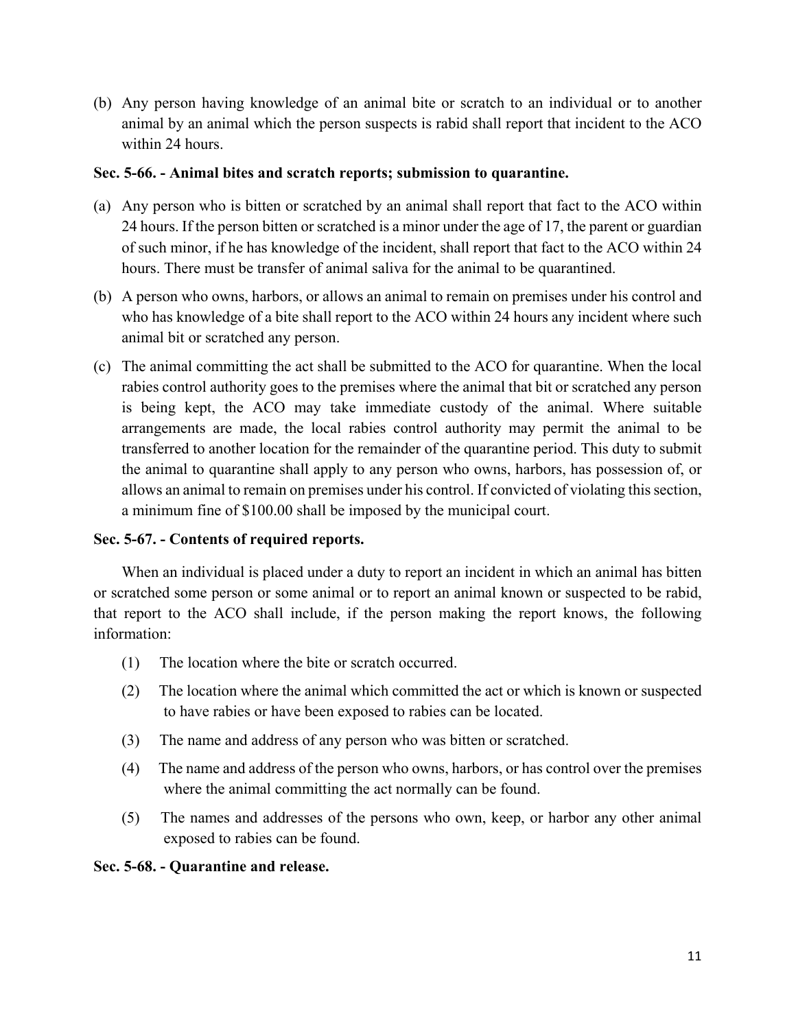(b) Any person having knowledge of an animal bite or scratch to an individual or to another animal by an animal which the person suspects is rabid shall report that incident to the ACO within 24 hours.

**Sec. 5-66. - Animal bites and scratch reports; submission to quarantine.**

(a) Any person who is bitten or scratched by an animal shall report that fact to the ACO within 24 hours. If the person bitten or scratched is a minor under the age of 17, the parent or guardian of such minor, if he has knowledge of the incident, shall report that fact to the ACO within 24 hours. There must be transfer of animal saliva for the animal to be quarantined.

(b) A person who owns, harbors, or allows an animal to remain on premises under his control and who has knowledge of a bite shall report to the ACO within 24 hours any incident where such animal bit or scratched any person.

(c) The animal committing the act shall be submitted to the ACO for quarantine. When the local rabies control authority goes to the premises where the animal that bit or scratched any person is being kept, the ACO may take immediate custody of the animal. Where suitable arrangements are made, the local rabies control authority may permit the animal to be transferred to another location for the remainder of the quarantine period. This duty to submit the animal to quarantine shall apply to any person who owns, harbors, has possession of, or allows an animal to remain on premises under his control. If convicted of violating this section, a minimum fine of $100.00 shall be imposed by the municipal court.

**Sec. 5-67. - Contents of required reports.**

When an individual is placed under a duty to report an incident in which an animal has bitten or scratched some person or some animal or to report an animal known or suspected to be rabid, that report to the ACO shall include, if the person making the report knows, the following information:

(1) The location where the bite or scratch occurred.

(2) The location where the animal which committed the act or which is known or suspected to have rabies or have been exposed to rabies can be located.

(3) The name and address of any person who was bitten or scratched.

(4) The name and address of the person who owns, harbors, or has control over the premises where the animal committing the act normally can be found.

(5) The names and addresses of the persons who own, keep, or harbor any other animal exposed to rabies can be found.

**Sec. 5-68. - Quarantine and release.**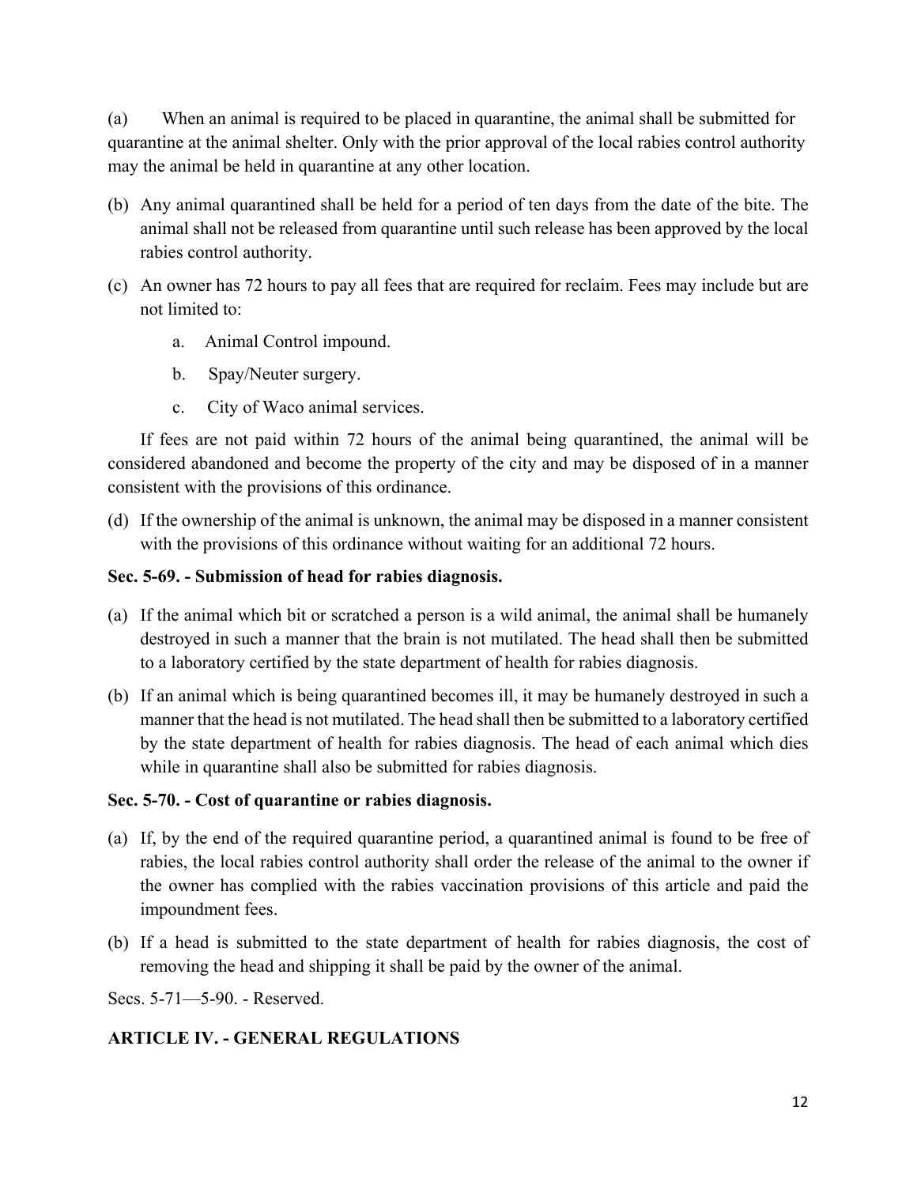(a) When an animal is required to be placed in quarantine, the animal shall be submitted for quarantine at the animal shelter. Only with the prior approval of the local rabies control authority may the animal be held in quarantine at any other location.

(b) Any animal quarantined shall be held for a period of ten days from the date of the bite. The animal shall not be released from quarantine until such release has been approved by the local rabies control authority.

(c) An owner has 72 hours to pay all fees that are required for reclaim. Fees may include but are not limited to:

   a. Animal Control impound.

   b. Spay/Neuter surgery.

   c. City of Waco animal services.

If fees are not paid within 72 hours of the animal being quarantined, the animal will be considered abandoned and become the property of the city and may be disposed of in a manner consistent with the provisions of this ordinance.

(d) If the ownership of the animal is unknown, the animal may be disposed in a manner consistent with the provisions of this ordinance without waiting for an additional 72 hours.

**Sec. 5-69. - Submission of head for rabies diagnosis.**

(a) If the animal which bit or scratched a person is a wild animal, the animal shall be humanely destroyed in such a manner that the brain is not mutilated. The head shall then be submitted to a laboratory certified by the state department of health for rabies diagnosis.

(b) If an animal which is being quarantined becomes ill, it may be humanely destroyed in such a manner that the head is not mutilated. The head shall then be submitted to a laboratory certified by the state department of health for rabies diagnosis. The head of each animal which dies while in quarantine shall also be submitted for rabies diagnosis.

**Sec. 5-70. - Cost of quarantine or rabies diagnosis.**

(a) If, by the end of the required quarantine period, a quarantined animal is found to be free of rabies, the local rabies control authority shall order the release of the animal to the owner if the owner has complied with the rabies vaccination provisions of this article and paid the impoundment fees.

(b) If a head is submitted to the state department of health for rabies diagnosis, the cost of removing the head and shipping it shall be paid by the owner of the animal.

Secs. 5-71—5-90. - Reserved.

**ARTICLE IV. - GENERAL REGULATIONS**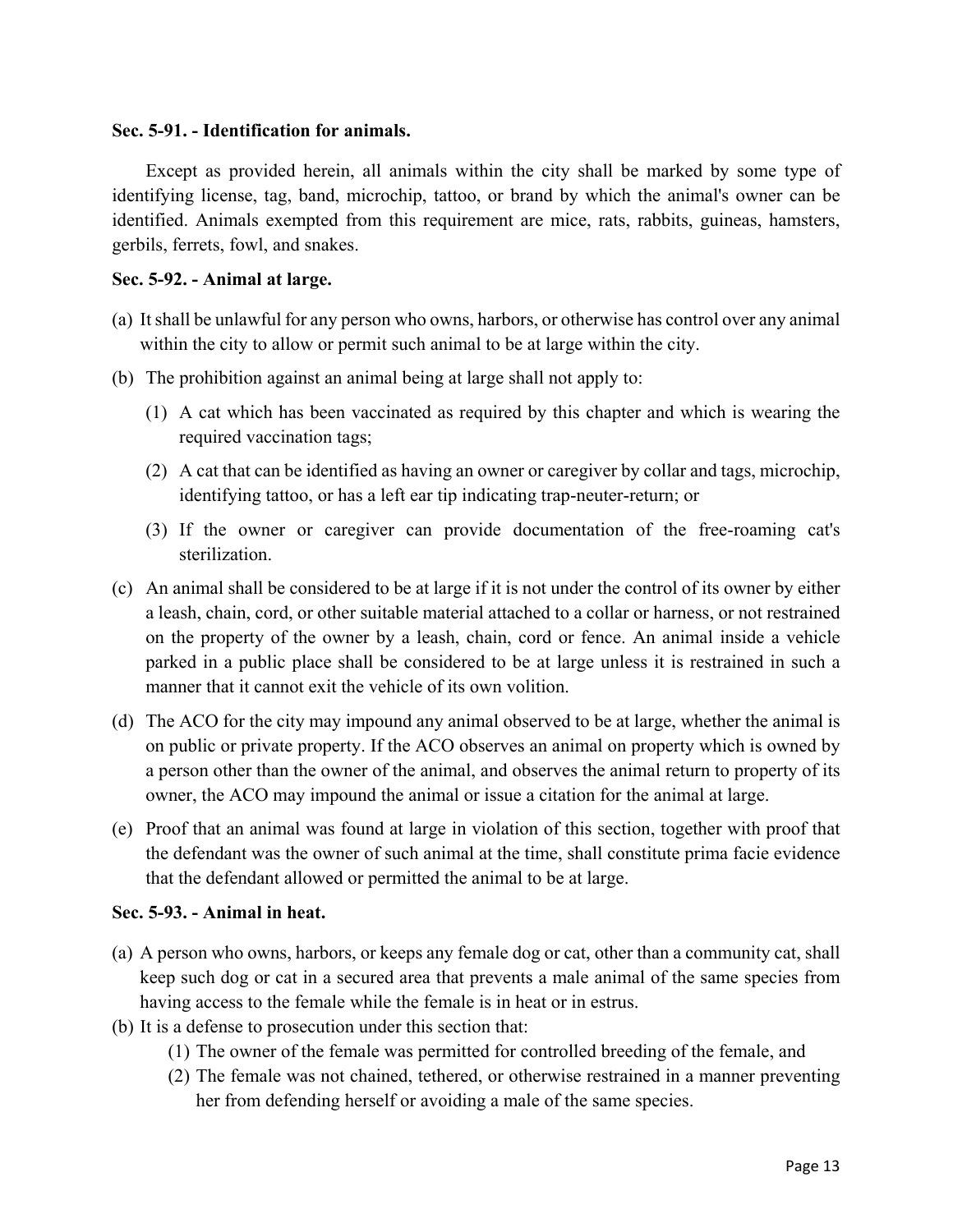**Sec. 5-91. - Identification for animals.**

Except as provided herein, all animals within the city shall be marked by some type of identifying license, tag, band, microchip, tattoo, or brand by which the animal's owner can be identified. Animals exempted from this requirement are mice, rats, rabbits, guineas, hamsters, gerbils, ferrets, fowl, and snakes.

**Sec. 5-92. - Animal at large.**

(a) It shall be unlawful for any person who owns, harbors, or otherwise has control over any animal within the city to allow or permit such animal to be at large within the city.

(b) The prohibition against an animal being at large shall not apply to:

(1) A cat which has been vaccinated as required by this chapter and which is wearing the required vaccination tags;

(2) A cat that can be identified as having an owner or caregiver by collar and tags, microchip, identifying tattoo, or has a left ear tip indicating trap-neuter-return; or

(3) If the owner or caregiver can provide documentation of the free-roaming cat's sterilization.

(c) An animal shall be considered to be at large if it is not under the control of its owner by either a leash, chain, cord, or other suitable material attached to a collar or harness, or not restrained on the property of the owner by a leash, chain, cord or fence. An animal inside a vehicle parked in a public place shall be considered to be at large unless it is restrained in such a manner that it cannot exit the vehicle of its own volition.

(d) The ACO for the city may impound any animal observed to be at large, whether the animal is on public or private property. If the ACO observes an animal on property which is owned by a person other than the owner of the animal, and observes the animal return to property of its owner, the ACO may impound the animal or issue a citation for the animal at large.

(e) Proof that an animal was found at large in violation of this section, together with proof that the defendant was the owner of such animal at the time, shall constitute prima facie evidence that the defendant allowed or permitted the animal to be at large.

**Sec. 5-93. - Animal in heat.**

(a) A person who owns, harbors, or keeps any female dog or cat, other than a community cat, shall keep such dog or cat in a secured area that prevents a male animal of the same species from having access to the female while the female is in heat or in estrus.

(b) It is a defense to prosecution under this section that:

(1) The owner of the female was permitted for controlled breeding of the female, and

(2) The female was not chained, tethered, or otherwise restrained in a manner preventing her from defending herself or avoiding a male of the same species.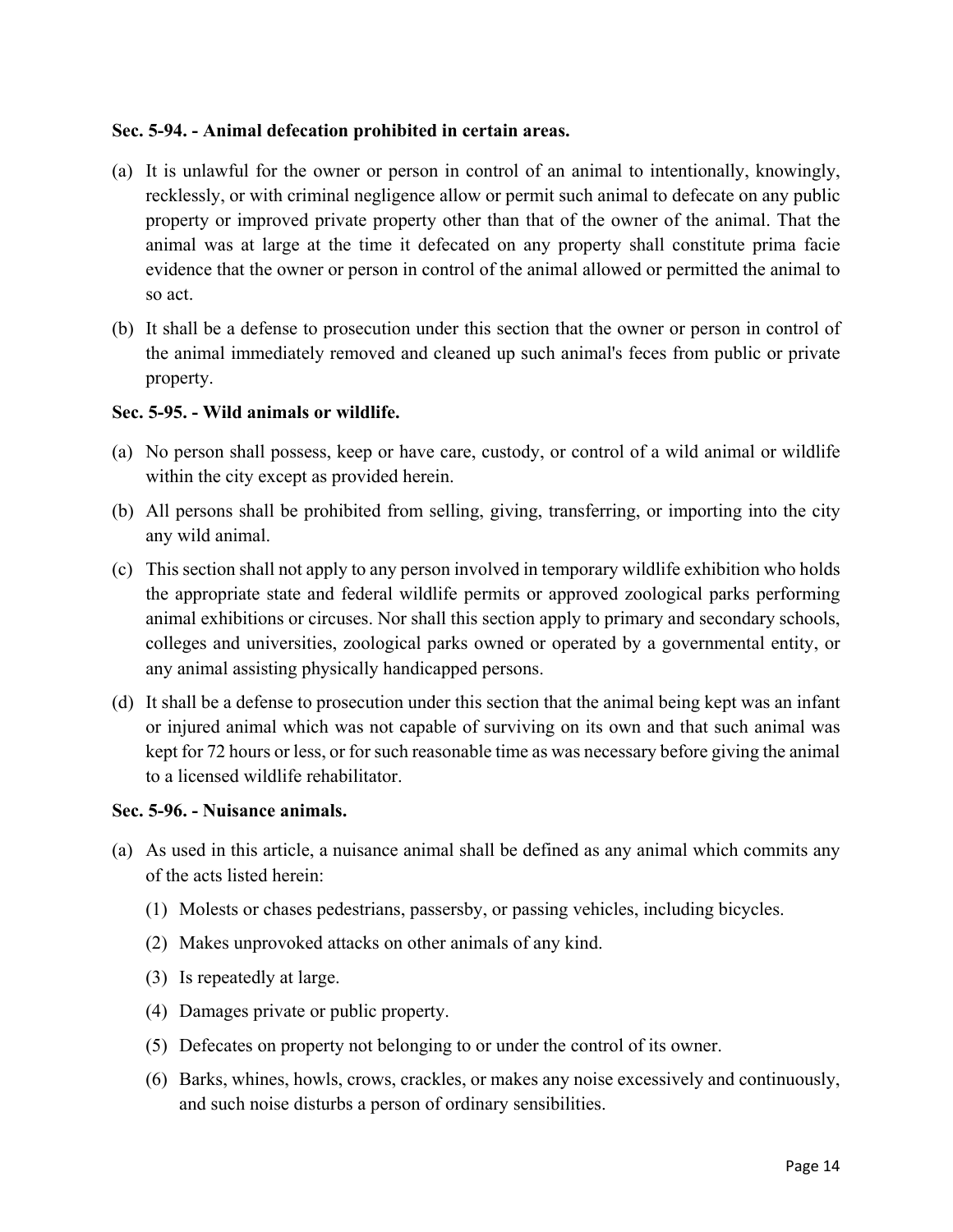**Sec. 5-94. - Animal defecation prohibited in certain areas.**

(a) It is unlawful for the owner or person in control of an animal to intentionally, knowingly, recklessly, or with criminal negligence allow or permit such animal to defecate on any public property or improved private property other than that of the owner of the animal. That the animal was at large at the time it defecated on any property shall constitute prima facie evidence that the owner or person in control of the animal allowed or permitted the animal to so act.

(b) It shall be a defense to prosecution under this section that the owner or person in control of the animal immediately removed and cleaned up such animal's feces from public or private property.

**Sec. 5-95. - Wild animals or wildlife.**

(a) No person shall possess, keep or have care, custody, or control of a wild animal or wildlife within the city except as provided herein.

(b) All persons shall be prohibited from selling, giving, transferring, or importing into the city any wild animal.

(c) This section shall not apply to any person involved in temporary wildlife exhibition who holds the appropriate state and federal wildlife permits or approved zoological parks performing animal exhibitions or circuses. Nor shall this section apply to primary and secondary schools, colleges and universities, zoological parks owned or operated by a governmental entity, or any animal assisting physically handicapped persons.

(d) It shall be a defense to prosecution under this section that the animal being kept was an infant or injured animal which was not capable of surviving on its own and that such animal was kept for 72 hours or less, or for such reasonable time as was necessary before giving the animal to a licensed wildlife rehabilitator.

**Sec. 5-96. - Nuisance animals.**

(a) As used in this article, a nuisance animal shall be defined as any animal which commits any of the acts listed herein:

   (1) Molests or chases pedestrians, passersby, or passing vehicles, including bicycles.

   (2) Makes unprovoked attacks on other animals of any kind.

   (3) Is repeatedly at large.

   (4) Damages private or public property.

   (5) Defecates on property not belonging to or under the control of its owner.

   (6) Barks, whines, howls, crows, crackles, or makes any noise excessively and continuously, and such noise disturbs a person of ordinary sensibilities.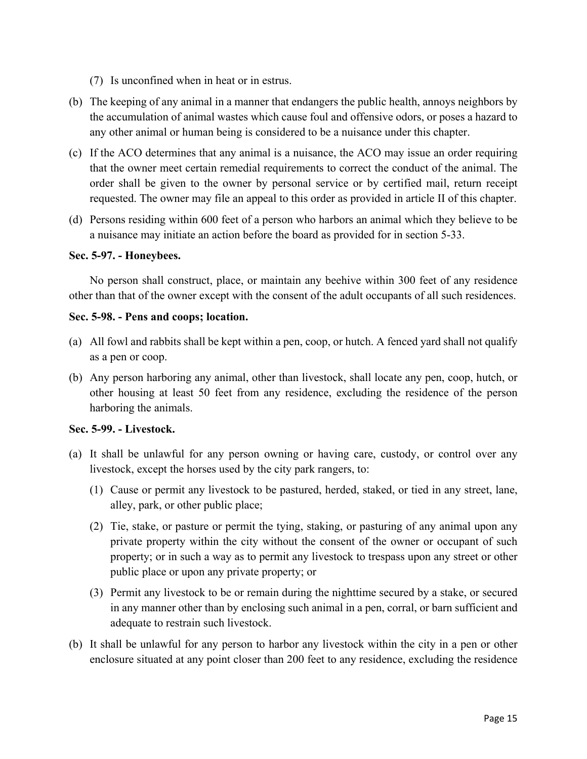(7) Is unconfined when in heat or in estrus.

(b) The keeping of any animal in a manner that endangers the public health, annoys neighbors by the accumulation of animal wastes which cause foul and offensive odors, or poses a hazard to any other animal or human being is considered to be a nuisance under this chapter.

(c) If the ACO determines that any animal is a nuisance, the ACO may issue an order requiring that the owner meet certain remedial requirements to correct the conduct of the animal. The order shall be given to the owner by personal service or by certified mail, return receipt requested. The owner may file an appeal to this order as provided in article II of this chapter.

(d) Persons residing within 600 feet of a person who harbors an animal which they believe to be a nuisance may initiate an action before the board as provided for in section 5-33.

**Sec. 5-97. - Honeybees.**

No person shall construct, place, or maintain any beehive within 300 feet of any residence other than that of the owner except with the consent of the adult occupants of all such residences.

**Sec. 5-98. - Pens and coops; location.**

(a) All fowl and rabbits shall be kept within a pen, coop, or hutch. A fenced yard shall not qualify as a pen or coop.

(b) Any person harboring any animal, other than livestock, shall locate any pen, coop, hutch, or other housing at least 50 feet from any residence, excluding the residence of the person harboring the animals.

**Sec. 5-99. - Livestock.**

(a) It shall be unlawful for any person owning or having care, custody, or control over any livestock, except the horses used by the city park rangers, to:

   (1) Cause or permit any livestock to be pastured, herded, staked, or tied in any street, lane, alley, park, or other public place;

   (2) Tie, stake, or pasture or permit the tying, staking, or pasturing of any animal upon any private property within the city without the consent of the owner or occupant of such property; or in such a way as to permit any livestock to trespass upon any street or other public place or upon any private property; or

   (3) Permit any livestock to be or remain during the nighttime secured by a stake, or secured in any manner other than by enclosing such animal in a pen, corral, or barn sufficient and adequate to restrain such livestock.

(b) It shall be unlawful for any person to harbor any livestock within the city in a pen or other enclosure situated at any point closer than 200 feet to any residence, excluding the residence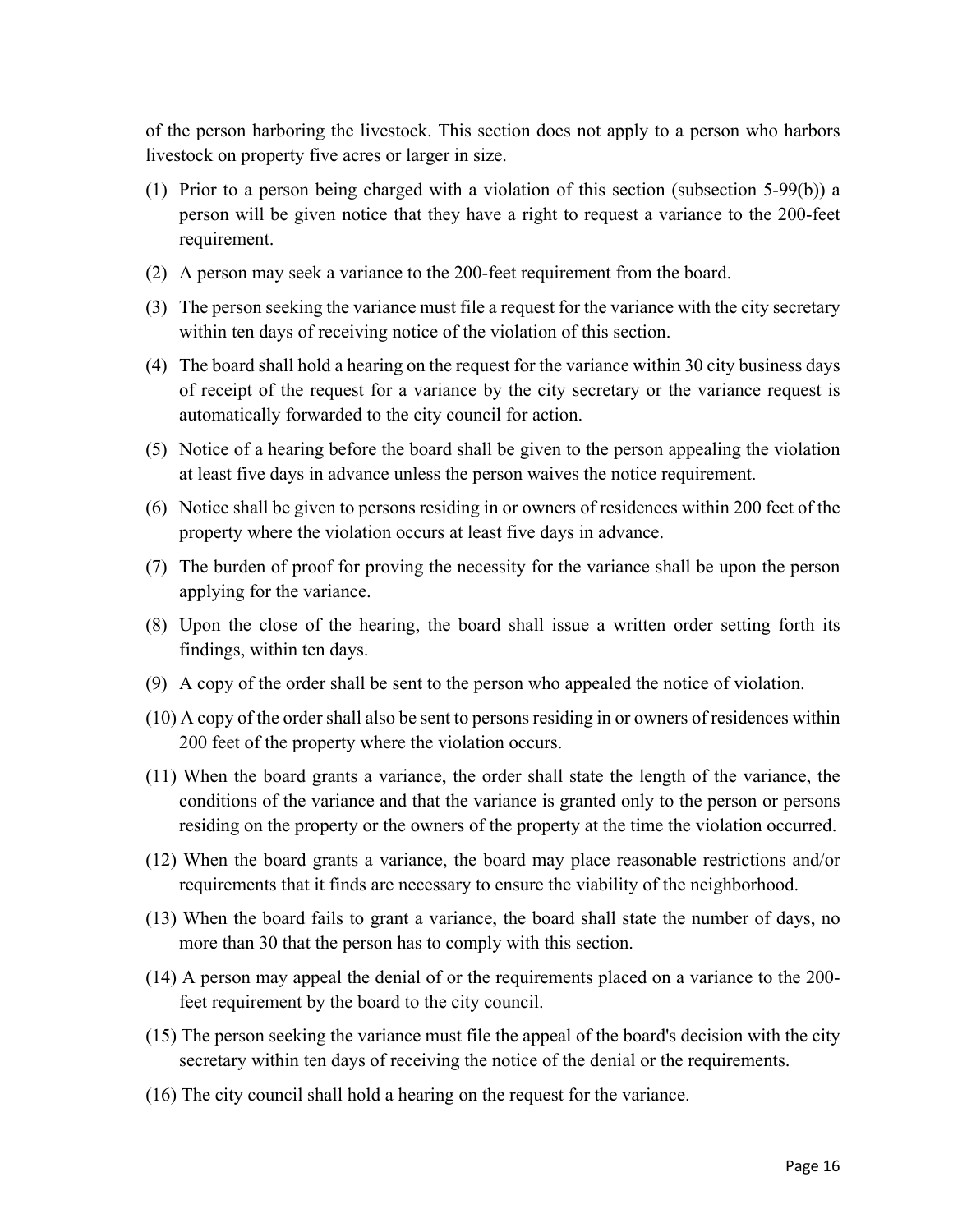of the person harboring the livestock. This section does not apply to a person who harbors livestock on property five acres or larger in size.

(1) Prior to a person being charged with a violation of this section (subsection 5-99(b)) a person will be given notice that they have a right to request a variance to the 200-feet requirement.

(2) A person may seek a variance to the 200-feet requirement from the board.

(3) The person seeking the variance must file a request for the variance with the city secretary within ten days of receiving notice of the violation of this section.

(4) The board shall hold a hearing on the request for the variance within 30 city business days of receipt of the request for a variance by the city secretary or the variance request is automatically forwarded to the city council for action.

(5) Notice of a hearing before the board shall be given to the person appealing the violation at least five days in advance unless the person waives the notice requirement.

(6) Notice shall be given to persons residing in or owners of residences within 200 feet of the property where the violation occurs at least five days in advance.

(7) The burden of proof for proving the necessity for the variance shall be upon the person applying for the variance.

(8) Upon the close of the hearing, the board shall issue a written order setting forth its findings, within ten days.

(9) A copy of the order shall be sent to the person who appealed the notice of violation.

(10) A copy of the order shall also be sent to persons residing in or owners of residences within 200 feet of the property where the violation occurs.

(11) When the board grants a variance, the order shall state the length of the variance, the conditions of the variance and that the variance is granted only to the person or persons residing on the property or the owners of the property at the time the violation occurred.

(12) When the board grants a variance, the board may place reasonable restrictions and/or requirements that it finds are necessary to ensure the viability of the neighborhood.

(13) When the board fails to grant a variance, the board shall state the number of days, no more than 30 that the person has to comply with this section.

(14) A person may appeal the denial of or the requirements placed on a variance to the 200-feet requirement by the board to the city council.

(15) The person seeking the variance must file the appeal of the board's decision with the city secretary within ten days of receiving the notice of the denial or the requirements.

(16) The city council shall hold a hearing on the request for the variance.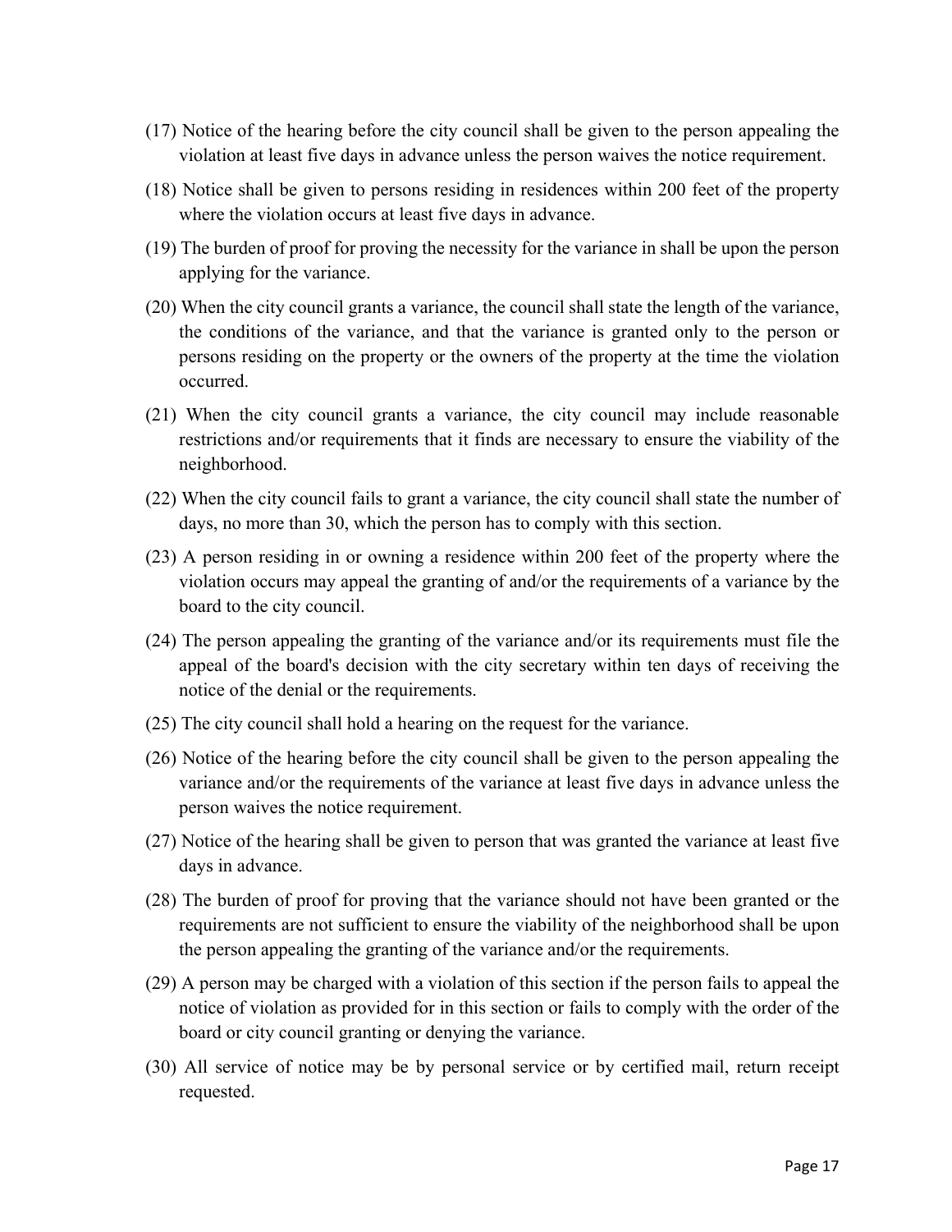(17) Notice of the hearing before the city council shall be given to the person appealing the violation at least five days in advance unless the person waives the notice requirement.

(18) Notice shall be given to persons residing in residences within 200 feet of the property where the violation occurs at least five days in advance.

(19) The burden of proof for proving the necessity for the variance in shall be upon the person applying for the variance.

(20) When the city council grants a variance, the council shall state the length of the variance, the conditions of the variance, and that the variance is granted only to the person or persons residing on the property or the owners of the property at the time the violation occurred.

(21) When the city council grants a variance, the city council may include reasonable restrictions and/or requirements that it finds are necessary to ensure the viability of the neighborhood.

(22) When the city council fails to grant a variance, the city council shall state the number of days, no more than 30, which the person has to comply with this section.

(23) A person residing in or owning a residence within 200 feet of the property where the violation occurs may appeal the granting of and/or the requirements of a variance by the board to the city council.

(24) The person appealing the granting of the variance and/or its requirements must file the appeal of the board's decision with the city secretary within ten days of receiving the notice of the denial or the requirements.

(25) The city council shall hold a hearing on the request for the variance.

(26) Notice of the hearing before the city council shall be given to the person appealing the variance and/or the requirements of the variance at least five days in advance unless the person waives the notice requirement.

(27) Notice of the hearing shall be given to person that was granted the variance at least five days in advance.

(28) The burden of proof for proving that the variance should not have been granted or the requirements are not sufficient to ensure the viability of the neighborhood shall be upon the person appealing the granting of the variance and/or the requirements.

(29) A person may be charged with a violation of this section if the person fails to appeal the notice of violation as provided for in this section or fails to comply with the order of the board or city council granting or denying the variance.

(30) All service of notice may be by personal service or by certified mail, return receipt requested.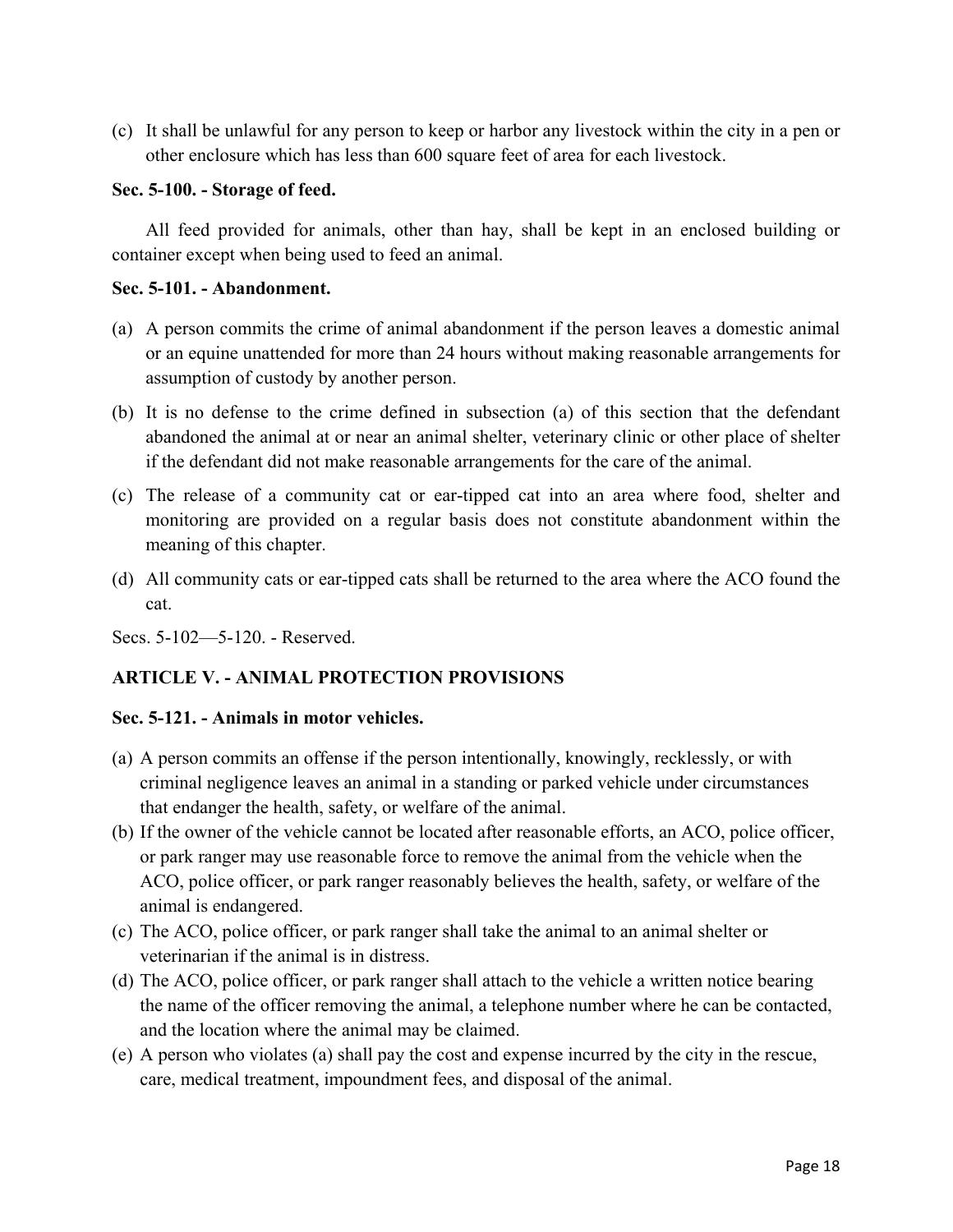(c) It shall be unlawful for any person to keep or harbor any livestock within the city in a pen or other enclosure which has less than 600 square feet of area for each livestock.

**Sec. 5-100. - Storage of feed.**

All feed provided for animals, other than hay, shall be kept in an enclosed building or container except when being used to feed an animal.

**Sec. 5-101. - Abandonment.**

(a) A person commits the crime of animal abandonment if the person leaves a domestic animal or an equine unattended for more than 24 hours without making reasonable arrangements for assumption of custody by another person.

(b) It is no defense to the crime defined in subsection (a) of this section that the defendant abandoned the animal at or near an animal shelter, veterinary clinic or other place of shelter if the defendant did not make reasonable arrangements for the care of the animal.

(c) The release of a community cat or ear-tipped cat into an area where food, shelter and monitoring are provided on a regular basis does not constitute abandonment within the meaning of this chapter.

(d) All community cats or ear-tipped cats shall be returned to the area where the ACO found the cat.

Secs. 5-102—5-120. - Reserved.

## ARTICLE V. - ANIMAL PROTECTION PROVISIONS

**Sec. 5-121. - Animals in motor vehicles.**

(a) A person commits an offense if the person intentionally, knowingly, recklessly, or with criminal negligence leaves an animal in a standing or parked vehicle under circumstances that endanger the health, safety, or welfare of the animal.
(b) If the owner of the vehicle cannot be located after reasonable efforts, an ACO, police officer, or park ranger may use reasonable force to remove the animal from the vehicle when the ACO, police officer, or park ranger reasonably believes the health, safety, or welfare of the animal is endangered.
(c) The ACO, police officer, or park ranger shall take the animal to an animal shelter or veterinarian if the animal is in distress.
(d) The ACO, police officer, or park ranger shall attach to the vehicle a written notice bearing the name of the officer removing the animal, a telephone number where he can be contacted, and the location where the animal may be claimed.
(e) A person who violates (a) shall pay the cost and expense incurred by the city in the rescue, care, medical treatment, impoundment fees, and disposal of the animal.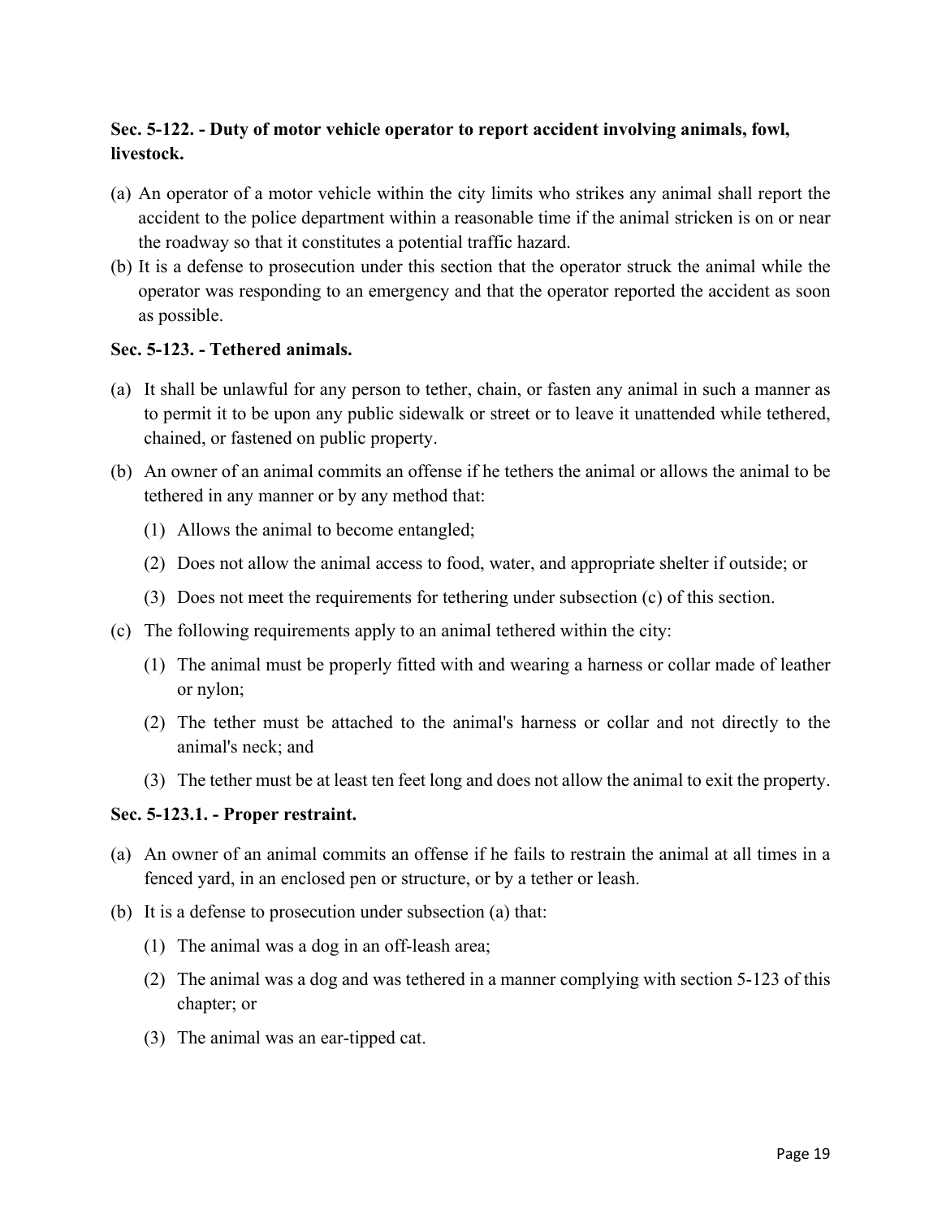**Sec. 5-122. - Duty of motor vehicle operator to report accident involving animals, fowl, livestock.**

(a) An operator of a motor vehicle within the city limits who strikes any animal shall report the accident to the police department within a reasonable time if the animal stricken is on or near the roadway so that it constitutes a potential traffic hazard.

(b) It is a defense to prosecution under this section that the operator struck the animal while the operator was responding to an emergency and that the operator reported the accident as soon as possible.

**Sec. 5-123. - Tethered animals.**

(a) It shall be unlawful for any person to tether, chain, or fasten any animal in such a manner as to permit it to be upon any public sidewalk or street or to leave it unattended while tethered, chained, or fastened on public property.

(b) An owner of an animal commits an offense if he tethers the animal or allows the animal to be tethered in any manner or by any method that:

  (1) Allows the animal to become entangled;

  (2) Does not allow the animal access to food, water, and appropriate shelter if outside; or

  (3) Does not meet the requirements for tethering under subsection (c) of this section.

(c) The following requirements apply to an animal tethered within the city:

  (1) The animal must be properly fitted with and wearing a harness or collar made of leather or nylon;

  (2) The tether must be attached to the animal's harness or collar and not directly to the animal's neck; and

  (3) The tether must be at least ten feet long and does not allow the animal to exit the property.

**Sec. 5-123.1. - Proper restraint.**

(a) An owner of an animal commits an offense if he fails to restrain the animal at all times in a fenced yard, in an enclosed pen or structure, or by a tether or leash.

(b) It is a defense to prosecution under subsection (a) that:

  (1) The animal was a dog in an off-leash area;

  (2) The animal was a dog and was tethered in a manner complying with section 5-123 of this chapter; or

  (3) The animal was an ear-tipped cat.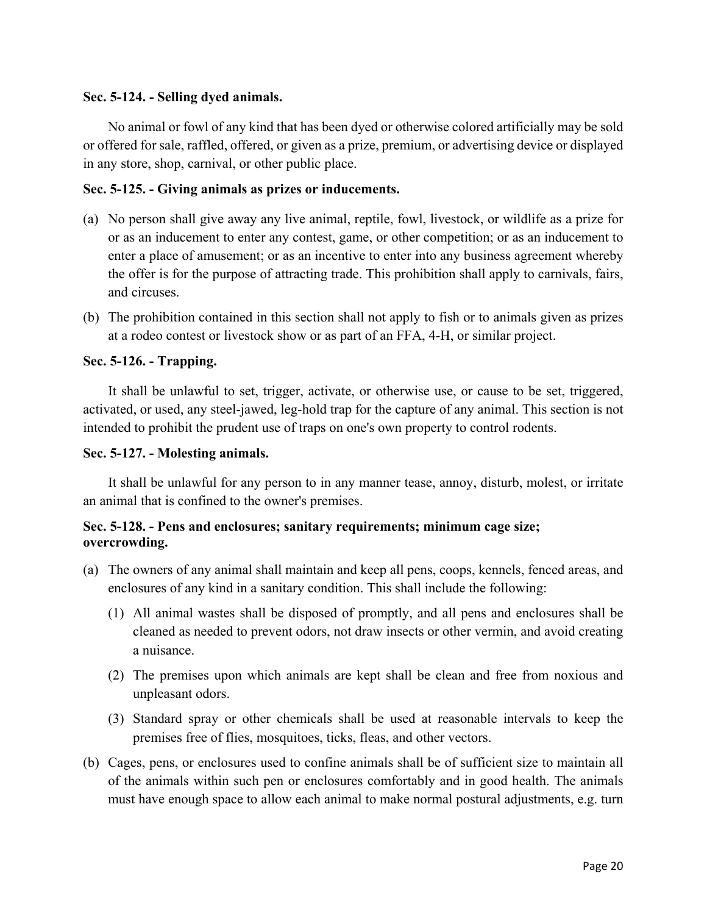**Sec. 5-124. - Selling dyed animals.**

No animal or fowl of any kind that has been dyed or otherwise colored artificially may be sold or offered for sale, raffled, offered, or given as a prize, premium, or advertising device or displayed in any store, shop, carnival, or other public place.

**Sec. 5-125. - Giving animals as prizes or inducements.**

(a) No person shall give away any live animal, reptile, fowl, livestock, or wildlife as a prize for or as an inducement to enter any contest, game, or other competition; or as an inducement to enter a place of amusement; or as an incentive to enter into any business agreement whereby the offer is for the purpose of attracting trade. This prohibition shall apply to carnivals, fairs, and circuses.

(b) The prohibition contained in this section shall not apply to fish or to animals given as prizes at a rodeo contest or livestock show or as part of an FFA, 4-H, or similar project.

**Sec. 5-126. - Trapping.**

It shall be unlawful to set, trigger, activate, or otherwise use, or cause to be set, triggered, activated, or used, any steel-jawed, leg-hold trap for the capture of any animal. This section is not intended to prohibit the prudent use of traps on one's own property to control rodents.

**Sec. 5-127. - Molesting animals.**

It shall be unlawful for any person to in any manner tease, annoy, disturb, molest, or irritate an animal that is confined to the owner's premises.

**Sec. 5-128. - Pens and enclosures; sanitary requirements; minimum cage size; overcrowding.**

(a) The owners of any animal shall maintain and keep all pens, coops, kennels, fenced areas, and enclosures of any kind in a sanitary condition. This shall include the following:

   (1) All animal wastes shall be disposed of promptly, and all pens and enclosures shall be cleaned as needed to prevent odors, not draw insects or other vermin, and avoid creating a nuisance.

   (2) The premises upon which animals are kept shall be clean and free from noxious and unpleasant odors.

   (3) Standard spray or other chemicals shall be used at reasonable intervals to keep the premises free of flies, mosquitoes, ticks, fleas, and other vectors.

(b) Cages, pens, or enclosures used to confine animals shall be of sufficient size to maintain all of the animals within such pen or enclosures comfortably and in good health. The animals must have enough space to allow each animal to make normal postural adjustments, e.g. turn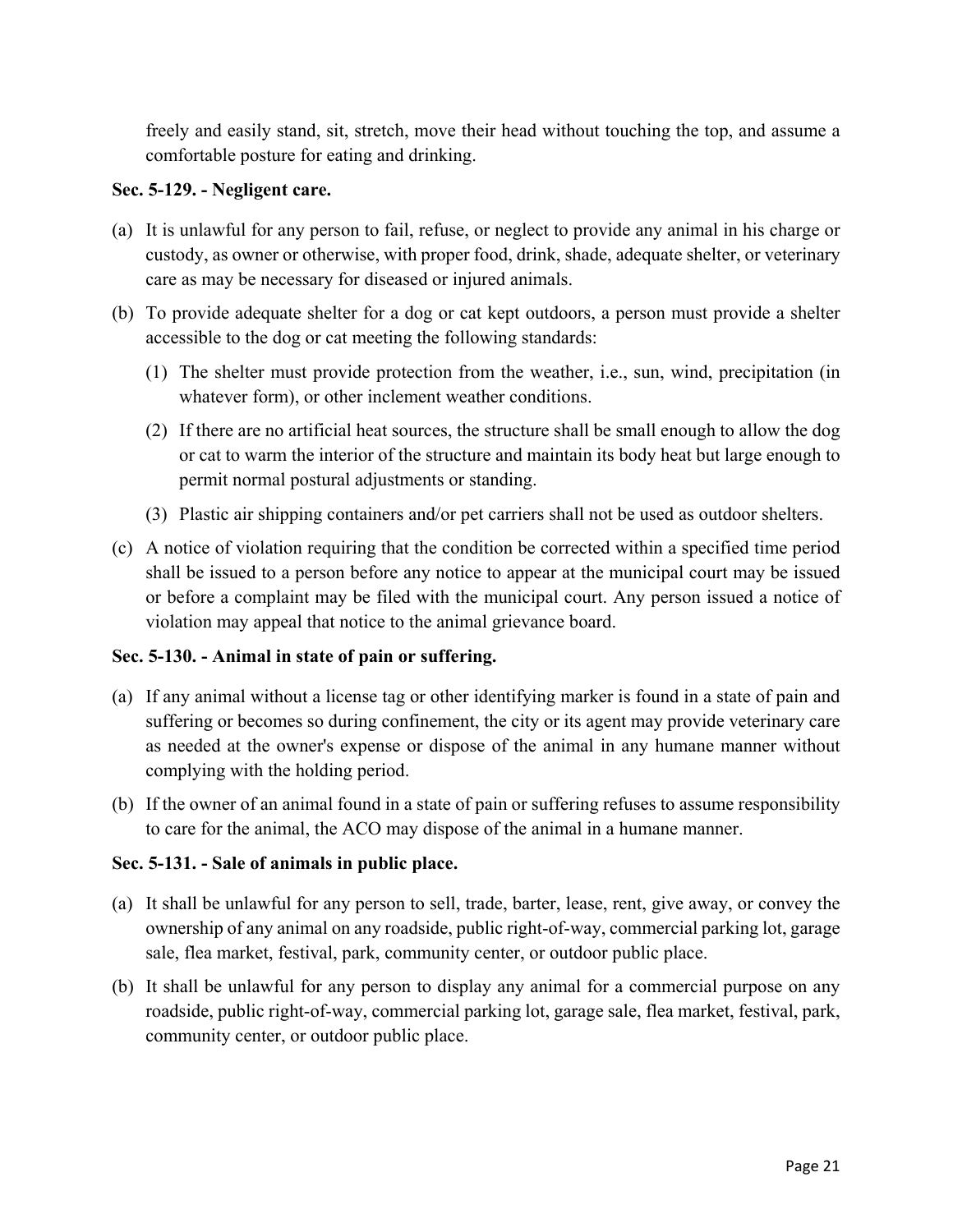freely and easily stand, sit, stretch, move their head without touching the top, and assume a comfortable posture for eating and drinking.

**Sec. 5-129. - Negligent care.**

(a) It is unlawful for any person to fail, refuse, or neglect to provide any animal in his charge or custody, as owner or otherwise, with proper food, drink, shade, adequate shelter, or veterinary care as may be necessary for diseased or injured animals.

(b) To provide adequate shelter for a dog or cat kept outdoors, a person must provide a shelter accessible to the dog or cat meeting the following standards:

  (1) The shelter must provide protection from the weather, i.e., sun, wind, precipitation (in whatever form), or other inclement weather conditions.

  (2) If there are no artificial heat sources, the structure shall be small enough to allow the dog or cat to warm the interior of the structure and maintain its body heat but large enough to permit normal postural adjustments or standing.

  (3) Plastic air shipping containers and/or pet carriers shall not be used as outdoor shelters.

(c) A notice of violation requiring that the condition be corrected within a specified time period shall be issued to a person before any notice to appear at the municipal court may be issued or before a complaint may be filed with the municipal court. Any person issued a notice of violation may appeal that notice to the animal grievance board.

**Sec. 5-130. - Animal in state of pain or suffering.**

(a) If any animal without a license tag or other identifying marker is found in a state of pain and suffering or becomes so during confinement, the city or its agent may provide veterinary care as needed at the owner's expense or dispose of the animal in any humane manner without complying with the holding period.

(b) If the owner of an animal found in a state of pain or suffering refuses to assume responsibility to care for the animal, the ACO may dispose of the animal in a humane manner.

**Sec. 5-131. - Sale of animals in public place.**

(a) It shall be unlawful for any person to sell, trade, barter, lease, rent, give away, or convey the ownership of any animal on any roadside, public right-of-way, commercial parking lot, garage sale, flea market, festival, park, community center, or outdoor public place.

(b) It shall be unlawful for any person to display any animal for a commercial purpose on any roadside, public right-of-way, commercial parking lot, garage sale, flea market, festival, park, community center, or outdoor public place.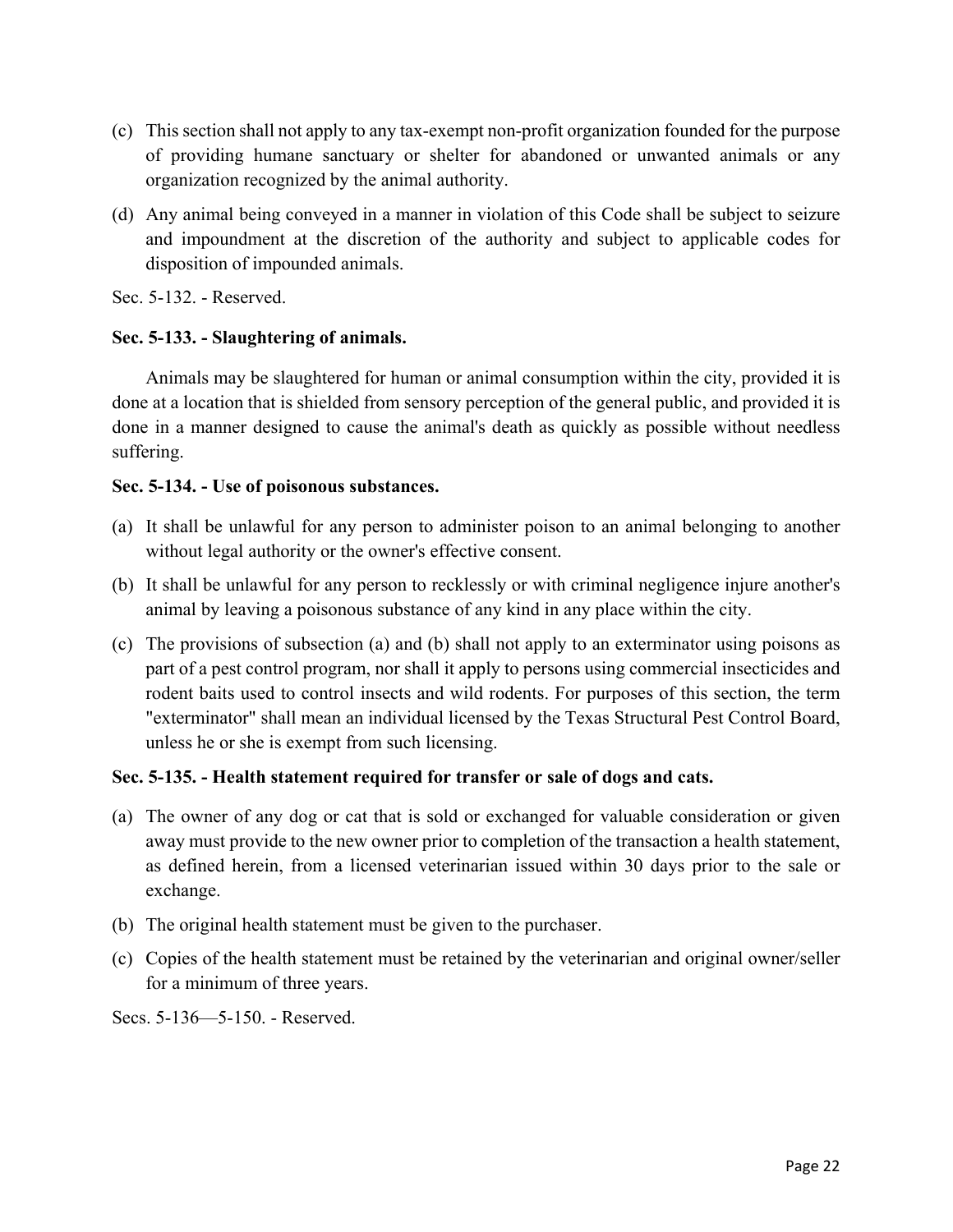(c) This section shall not apply to any tax-exempt non-profit organization founded for the purpose of providing humane sanctuary or shelter for abandoned or unwanted animals or any organization recognized by the animal authority.

(d) Any animal being conveyed in a manner in violation of this Code shall be subject to seizure and impoundment at the discretion of the authority and subject to applicable codes for disposition of impounded animals.

Sec. 5-132. - Reserved.

**Sec. 5-133. - Slaughtering of animals.**

Animals may be slaughtered for human or animal consumption within the city, provided it is done at a location that is shielded from sensory perception of the general public, and provided it is done in a manner designed to cause the animal's death as quickly as possible without needless suffering.

**Sec. 5-134. - Use of poisonous substances.**

(a) It shall be unlawful for any person to administer poison to an animal belonging to another without legal authority or the owner's effective consent.

(b) It shall be unlawful for any person to recklessly or with criminal negligence injure another's animal by leaving a poisonous substance of any kind in any place within the city.

(c) The provisions of subsection (a) and (b) shall not apply to an exterminator using poisons as part of a pest control program, nor shall it apply to persons using commercial insecticides and rodent baits used to control insects and wild rodents. For purposes of this section, the term "exterminator" shall mean an individual licensed by the Texas Structural Pest Control Board, unless he or she is exempt from such licensing.

**Sec. 5-135. - Health statement required for transfer or sale of dogs and cats.**

(a) The owner of any dog or cat that is sold or exchanged for valuable consideration or given away must provide to the new owner prior to completion of the transaction a health statement, as defined herein, from a licensed veterinarian issued within 30 days prior to the sale or exchange.

(b) The original health statement must be given to the purchaser.

(c) Copies of the health statement must be retained by the veterinarian and original owner/seller for a minimum of three years.

Secs. 5-136—5-150. - Reserved.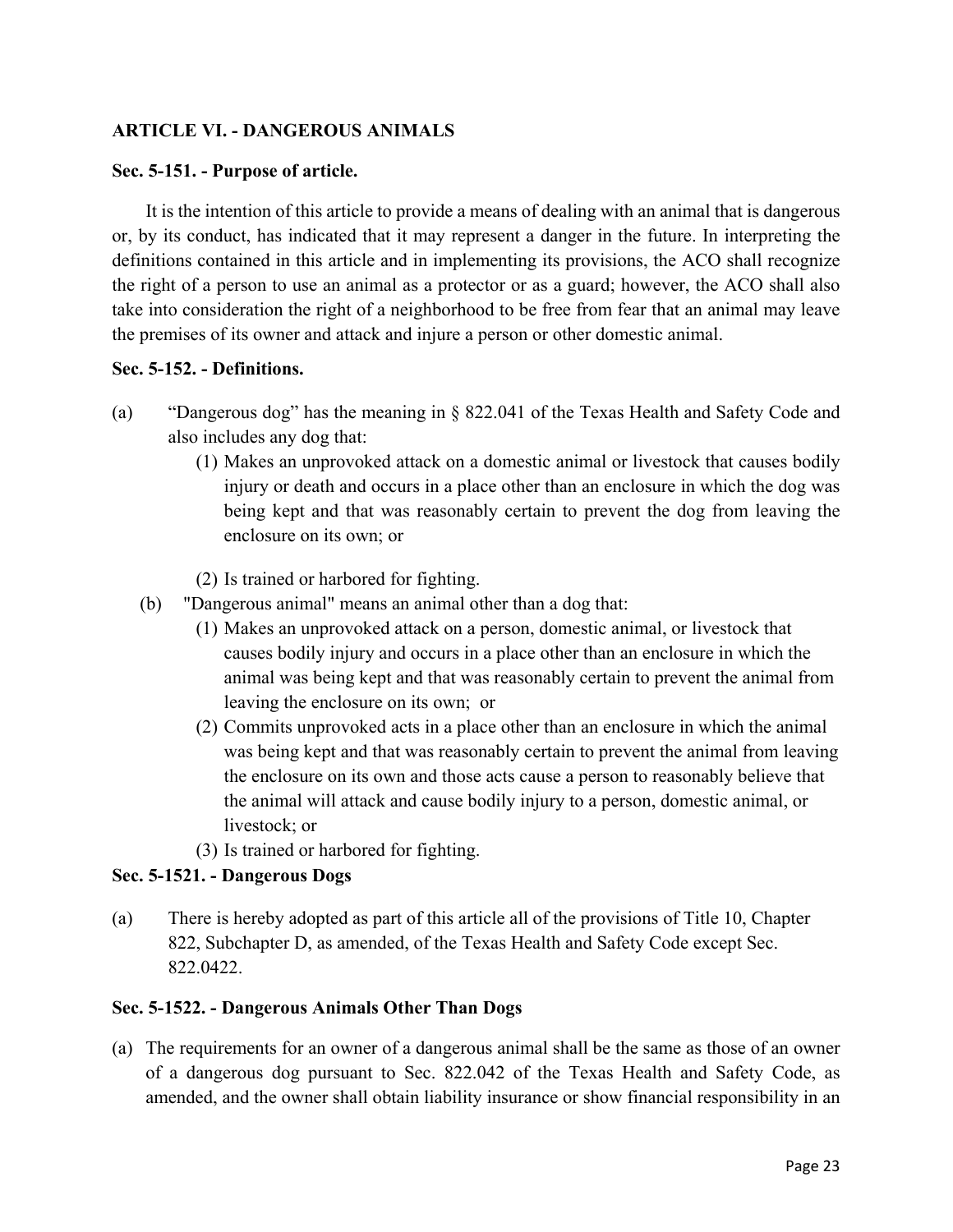**ARTICLE VI. - DANGEROUS ANIMALS**

**Sec. 5-151. - Purpose of article.**

It is the intention of this article to provide a means of dealing with an animal that is dangerous or, by its conduct, has indicated that it may represent a danger in the future. In interpreting the definitions contained in this article and in implementing its provisions, the ACO shall recognize the right of a person to use an animal as a protector or as a guard; however, the ACO shall also take into consideration the right of a neighborhood to be free from fear that an animal may leave the premises of its owner and attack and injure a person or other domestic animal.

**Sec. 5-152. - Definitions.**

(a) "Dangerous dog" has the meaning in § 822.041 of the Texas Health and Safety Code and also includes any dog that:

(1) Makes an unprovoked attack on a domestic animal or livestock that causes bodily injury or death and occurs in a place other than an enclosure in which the dog was being kept and that was reasonably certain to prevent the dog from leaving the enclosure on its own; or

(2) Is trained or harbored for fighting.

(b) "Dangerous animal" means an animal other than a dog that:

(1) Makes an unprovoked attack on a person, domestic animal, or livestock that causes bodily injury and occurs in a place other than an enclosure in which the animal was being kept and that was reasonably certain to prevent the animal from leaving the enclosure on its own; or

(2) Commits unprovoked acts in a place other than an enclosure in which the animal was being kept and that was reasonably certain to prevent the animal from leaving the enclosure on its own and those acts cause a person to reasonably believe that the animal will attack and cause bodily injury to a person, domestic animal, or livestock; or

(3) Is trained or harbored for fighting.

**Sec. 5-1521. - Dangerous Dogs**

(a) There is hereby adopted as part of this article all of the provisions of Title 10, Chapter 822, Subchapter D, as amended, of the Texas Health and Safety Code except Sec. 822.0422.

**Sec. 5-1522. - Dangerous Animals Other Than Dogs**

(a) The requirements for an owner of a dangerous animal shall be the same as those of an owner of a dangerous dog pursuant to Sec. 822.042 of the Texas Health and Safety Code, as amended, and the owner shall obtain liability insurance or show financial responsibility in an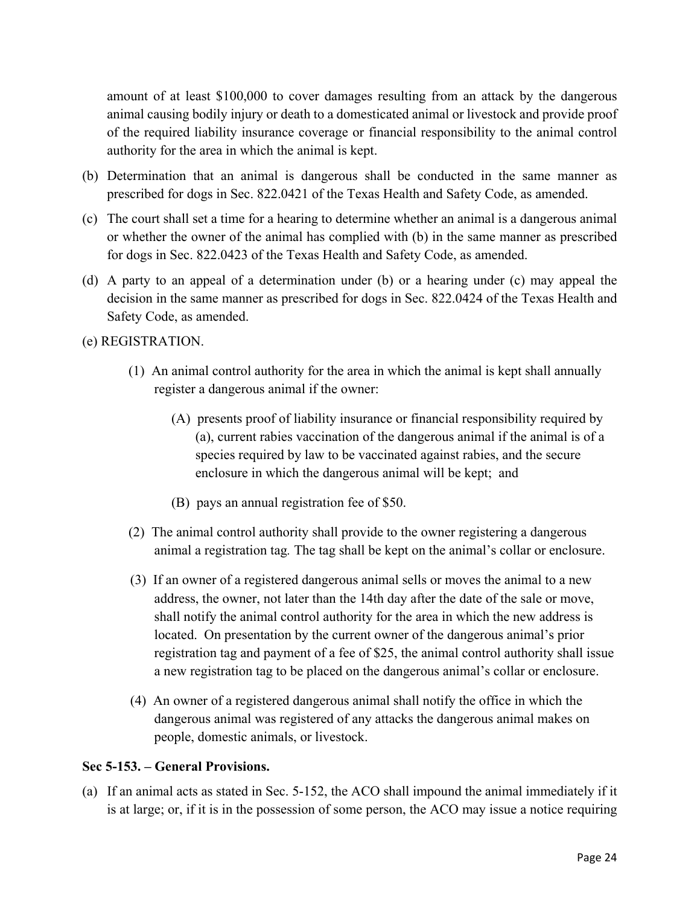amount of at least $100,000 to cover damages resulting from an attack by the dangerous animal causing bodily injury or death to a domesticated animal or livestock and provide proof of the required liability insurance coverage or financial responsibility to the animal control authority for the area in which the animal is kept.

(b) Determination that an animal is dangerous shall be conducted in the same manner as prescribed for dogs in Sec. 822.0421 of the Texas Health and Safety Code, as amended.

(c) The court shall set a time for a hearing to determine whether an animal is a dangerous animal or whether the owner of the animal has complied with (b) in the same manner as prescribed for dogs in Sec. 822.0423 of the Texas Health and Safety Code, as amended.

(d) A party to an appeal of a determination under (b) or a hearing under (c) may appeal the decision in the same manner as prescribed for dogs in Sec. 822.0424 of the Texas Health and Safety Code, as amended.

(e) REGISTRATION.

(1) An animal control authority for the area in which the animal is kept shall annually register a dangerous animal if the owner:

(A) presents proof of liability insurance or financial responsibility required by (a), current rabies vaccination of the dangerous animal if the animal is of a species required by law to be vaccinated against rabies, and the secure enclosure in which the dangerous animal will be kept; and

(B) pays an annual registration fee of $50.

(2) The animal control authority shall provide to the owner registering a dangerous animal a registration tag. The tag shall be kept on the animal's collar or enclosure.

(3) If an owner of a registered dangerous animal sells or moves the animal to a new address, the owner, not later than the 14th day after the date of the sale or move, shall notify the animal control authority for the area in which the new address is located. On presentation by the current owner of the dangerous animal's prior registration tag and payment of a fee of $25, the animal control authority shall issue a new registration tag to be placed on the dangerous animal's collar or enclosure.

(4) An owner of a registered dangerous animal shall notify the office in which the dangerous animal was registered of any attacks the dangerous animal makes on people, domestic animals, or livestock.

**Sec 5-153. – General Provisions.**

(a) If an animal acts as stated in Sec. 5-152, the ACO shall impound the animal immediately if it is at large; or, if it is in the possession of some person, the ACO may issue a notice requiring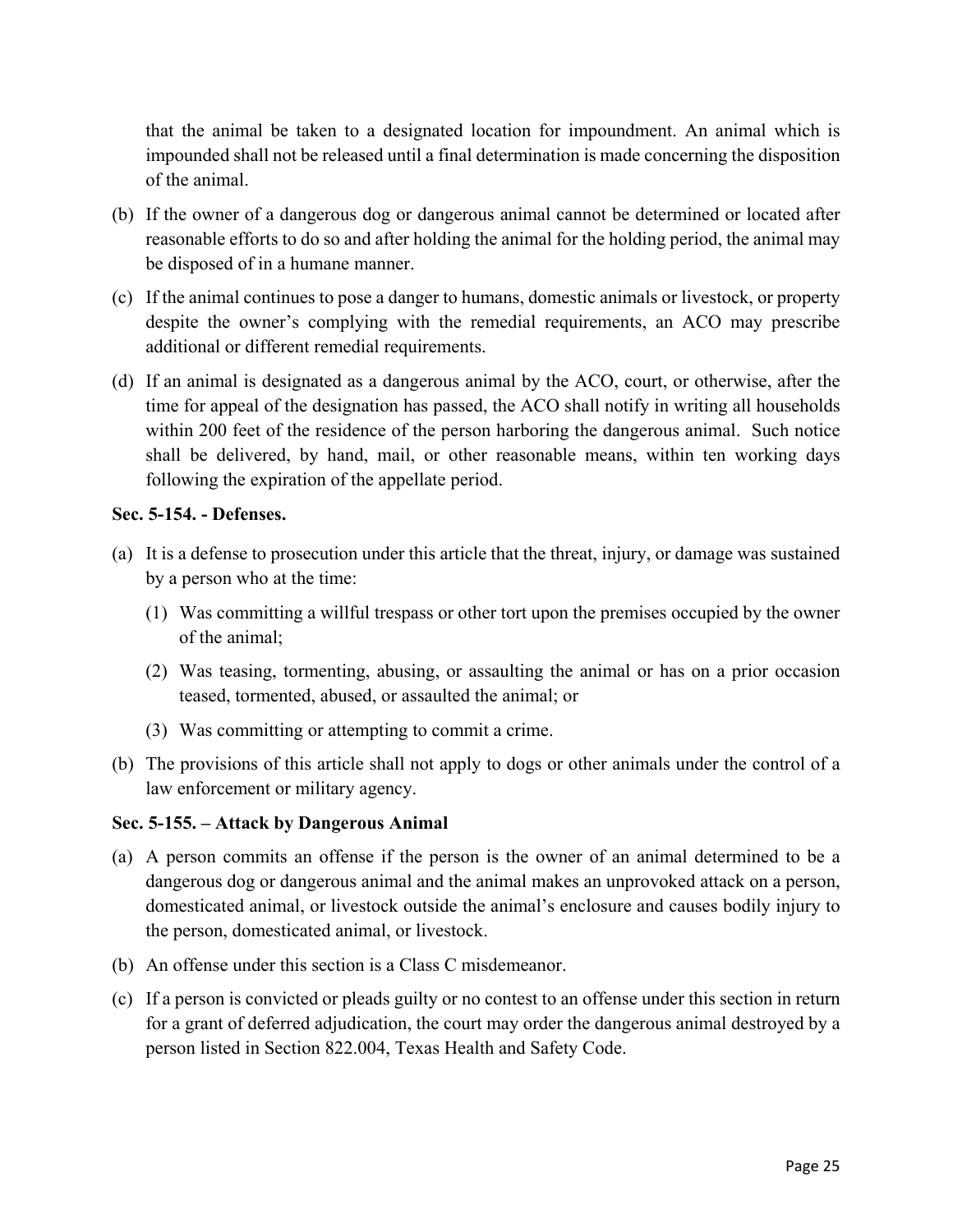that the animal be taken to a designated location for impoundment. An animal which is impounded shall not be released until a final determination is made concerning the disposition of the animal.

(b) If the owner of a dangerous dog or dangerous animal cannot be determined or located after reasonable efforts to do so and after holding the animal for the holding period, the animal may be disposed of in a humane manner.

(c) If the animal continues to pose a danger to humans, domestic animals or livestock, or property despite the owner's complying with the remedial requirements, an ACO may prescribe additional or different remedial requirements.

(d) If an animal is designated as a dangerous animal by the ACO, court, or otherwise, after the time for appeal of the designation has passed, the ACO shall notify in writing all households within 200 feet of the residence of the person harboring the dangerous animal. Such notice shall be delivered, by hand, mail, or other reasonable means, within ten working days following the expiration of the appellate period.

**Sec. 5-154. - Defenses.**

(a) It is a defense to prosecution under this article that the threat, injury, or damage was sustained by a person who at the time:

  (1) Was committing a willful trespass or other tort upon the premises occupied by the owner of the animal;

  (2) Was teasing, tormenting, abusing, or assaulting the animal or has on a prior occasion teased, tormented, abused, or assaulted the animal; or

  (3) Was committing or attempting to commit a crime.

(b) The provisions of this article shall not apply to dogs or other animals under the control of a law enforcement or military agency.

**Sec. 5-155. – Attack by Dangerous Animal**

(a) A person commits an offense if the person is the owner of an animal determined to be a dangerous dog or dangerous animal and the animal makes an unprovoked attack on a person, domesticated animal, or livestock outside the animal's enclosure and causes bodily injury to the person, domesticated animal, or livestock.

(b) An offense under this section is a Class C misdemeanor.

(c) If a person is convicted or pleads guilty or no contest to an offense under this section in return for a grant of deferred adjudication, the court may order the dangerous animal destroyed by a person listed in Section 822.004, Texas Health and Safety Code.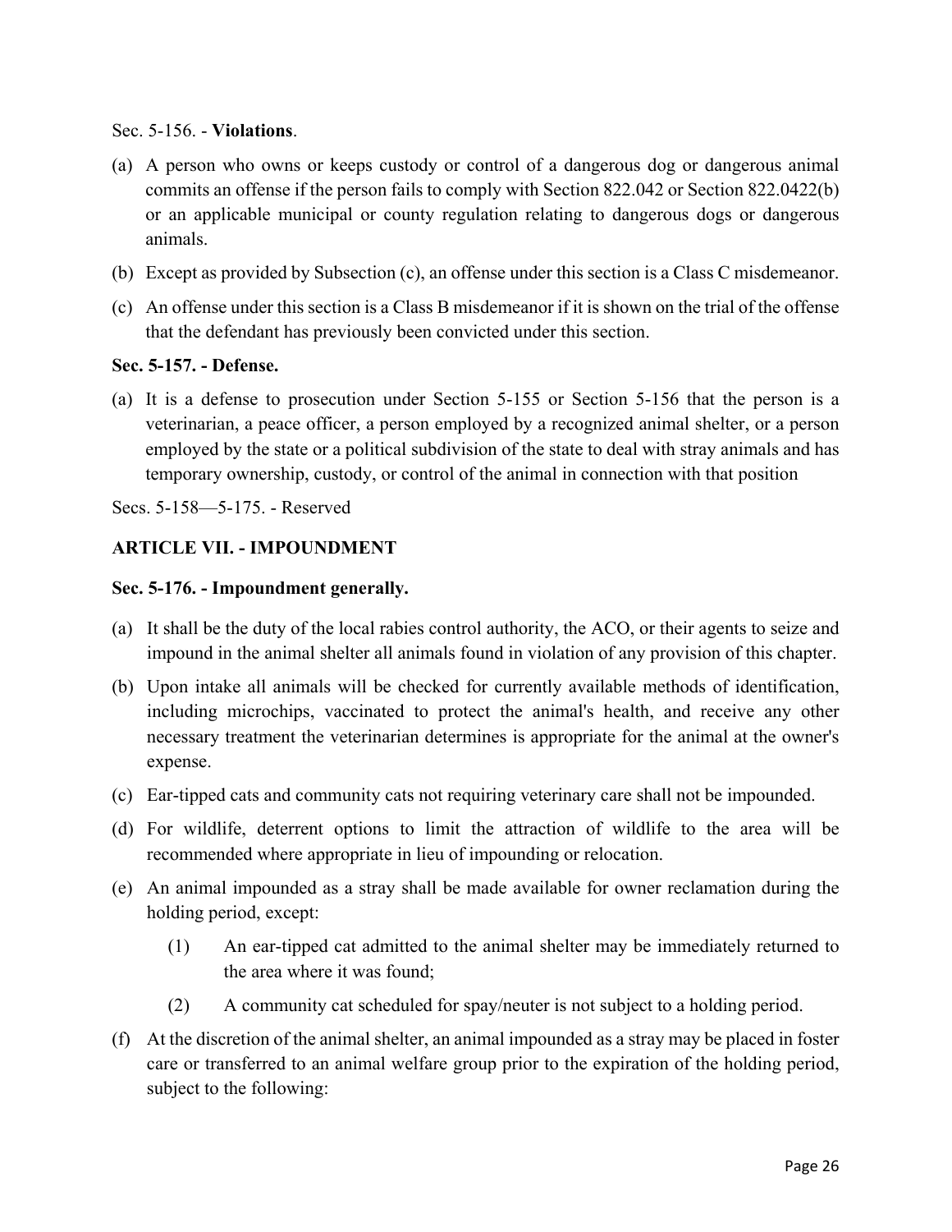Sec. 5-156. - **Violations**.

(a) A person who owns or keeps custody or control of a dangerous dog or dangerous animal commits an offense if the person fails to comply with Section 822.042 or Section 822.0422(b) or an applicable municipal or county regulation relating to dangerous dogs or dangerous animals.

(b) Except as provided by Subsection (c), an offense under this section is a Class C misdemeanor.

(c) An offense under this section is a Class B misdemeanor if it is shown on the trial of the offense that the defendant has previously been convicted under this section.

**Sec. 5-157. - Defense.**

(a) It is a defense to prosecution under Section 5-155 or Section 5-156 that the person is a veterinarian, a peace officer, a person employed by a recognized animal shelter, or a person employed by the state or a political subdivision of the state to deal with stray animals and has temporary ownership, custody, or control of the animal in connection with that position

Secs. 5-158—5-175. - Reserved

**ARTICLE VII. - IMPOUNDMENT**

**Sec. 5-176. - Impoundment generally.**

(a) It shall be the duty of the local rabies control authority, the ACO, or their agents to seize and impound in the animal shelter all animals found in violation of any provision of this chapter.

(b) Upon intake all animals will be checked for currently available methods of identification, including microchips, vaccinated to protect the animal's health, and receive any other necessary treatment the veterinarian determines is appropriate for the animal at the owner's expense.

(c) Ear-tipped cats and community cats not requiring veterinary care shall not be impounded.

(d) For wildlife, deterrent options to limit the attraction of wildlife to the area will be recommended where appropriate in lieu of impounding or relocation.

(e) An animal impounded as a stray shall be made available for owner reclamation during the holding period, except:

    (1) An ear-tipped cat admitted to the animal shelter may be immediately returned to the area where it was found;

    (2) A community cat scheduled for spay/neuter is not subject to a holding period.

(f) At the discretion of the animal shelter, an animal impounded as a stray may be placed in foster care or transferred to an animal welfare group prior to the expiration of the holding period, subject to the following: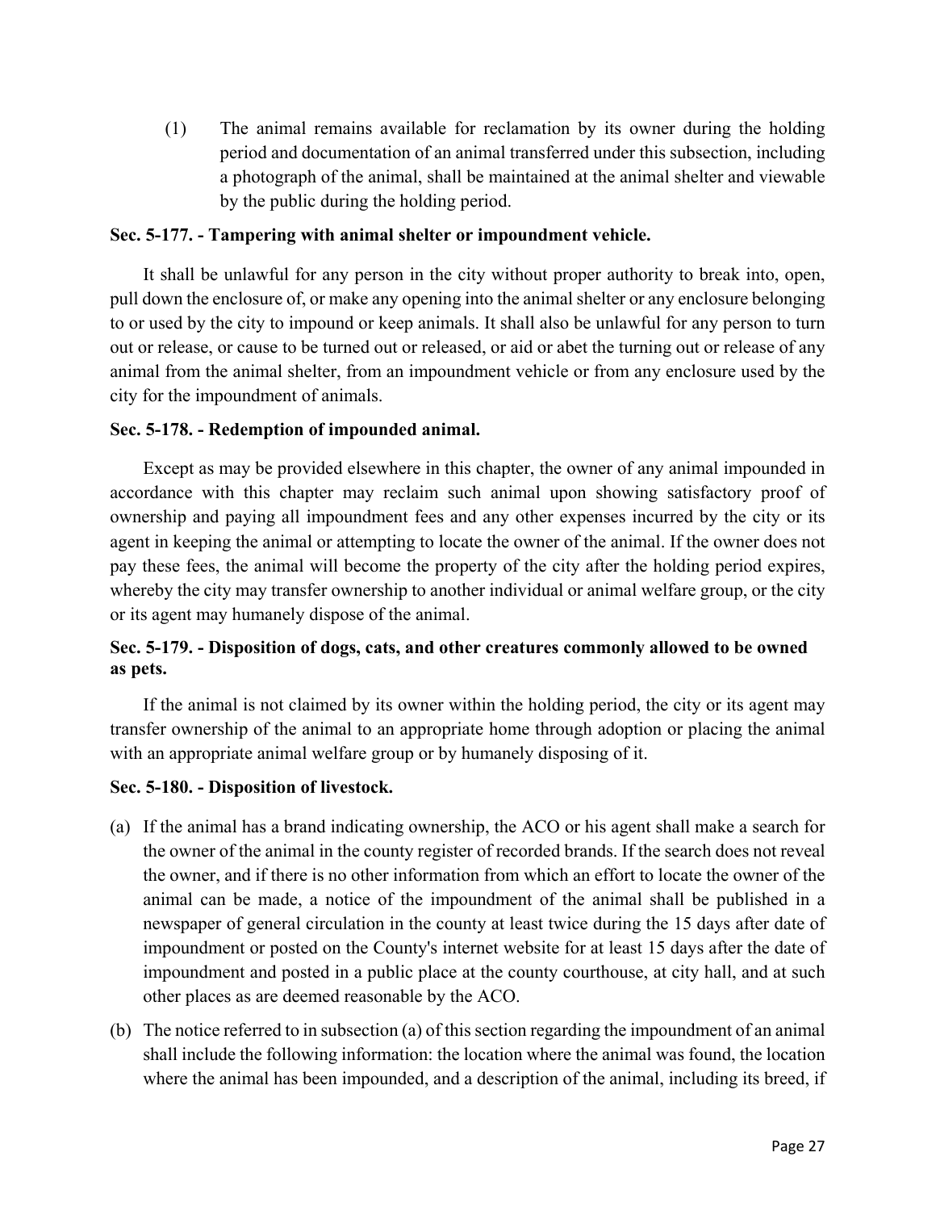(1) The animal remains available for reclamation by its owner during the holding period and documentation of an animal transferred under this subsection, including a photograph of the animal, shall be maintained at the animal shelter and viewable by the public during the holding period.

**Sec. 5-177. - Tampering with animal shelter or impoundment vehicle.**

It shall be unlawful for any person in the city without proper authority to break into, open, pull down the enclosure of, or make any opening into the animal shelter or any enclosure belonging to or used by the city to impound or keep animals. It shall also be unlawful for any person to turn out or release, or cause to be turned out or released, or aid or abet the turning out or release of any animal from the animal shelter, from an impoundment vehicle or from any enclosure used by the city for the impoundment of animals.

**Sec. 5-178. - Redemption of impounded animal.**

Except as may be provided elsewhere in this chapter, the owner of any animal impounded in accordance with this chapter may reclaim such animal upon showing satisfactory proof of ownership and paying all impoundment fees and any other expenses incurred by the city or its agent in keeping the animal or attempting to locate the owner of the animal. If the owner does not pay these fees, the animal will become the property of the city after the holding period expires, whereby the city may transfer ownership to another individual or animal welfare group, or the city or its agent may humanely dispose of the animal.

**Sec. 5-179. - Disposition of dogs, cats, and other creatures commonly allowed to be owned as pets.**

If the animal is not claimed by its owner within the holding period, the city or its agent may transfer ownership of the animal to an appropriate home through adoption or placing the animal with an appropriate animal welfare group or by humanely disposing of it.

**Sec. 5-180. - Disposition of livestock.**

(a) If the animal has a brand indicating ownership, the ACO or his agent shall make a search for the owner of the animal in the county register of recorded brands. If the search does not reveal the owner, and if there is no other information from which an effort to locate the owner of the animal can be made, a notice of the impoundment of the animal shall be published in a newspaper of general circulation in the county at least twice during the 15 days after date of impoundment or posted on the County's internet website for at least 15 days after the date of impoundment and posted in a public place at the county courthouse, at city hall, and at such other places as are deemed reasonable by the ACO.

(b) The notice referred to in subsection (a) of this section regarding the impoundment of an animal shall include the following information: the location where the animal was found, the location where the animal has been impounded, and a description of the animal, including its breed, if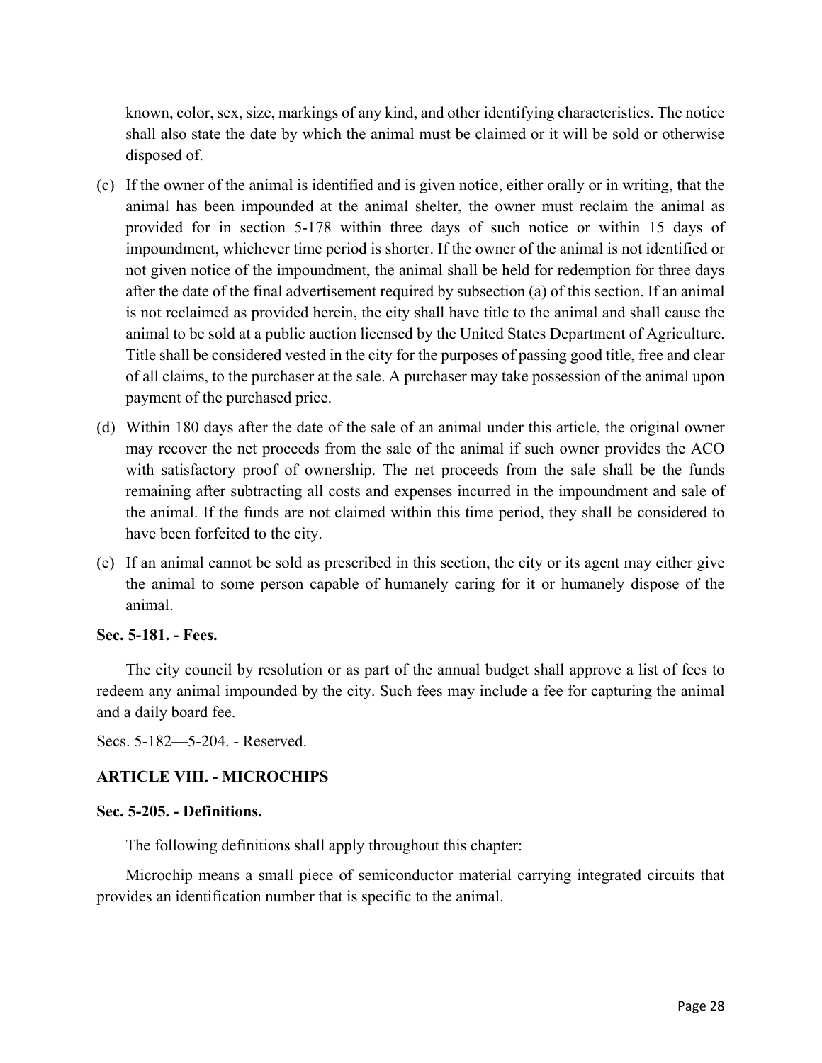known, color, sex, size, markings of any kind, and other identifying characteristics. The notice shall also state the date by which the animal must be claimed or it will be sold or otherwise disposed of.

(c) If the owner of the animal is identified and is given notice, either orally or in writing, that the animal has been impounded at the animal shelter, the owner must reclaim the animal as provided for in section 5-178 within three days of such notice or within 15 days of impoundment, whichever time period is shorter. If the owner of the animal is not identified or not given notice of the impoundment, the animal shall be held for redemption for three days after the date of the final advertisement required by subsection (a) of this section. If an animal is not reclaimed as provided herein, the city shall have title to the animal and shall cause the animal to be sold at a public auction licensed by the United States Department of Agriculture. Title shall be considered vested in the city for the purposes of passing good title, free and clear of all claims, to the purchaser at the sale. A purchaser may take possession of the animal upon payment of the purchased price.

(d) Within 180 days after the date of the sale of an animal under this article, the original owner may recover the net proceeds from the sale of the animal if such owner provides the ACO with satisfactory proof of ownership. The net proceeds from the sale shall be the funds remaining after subtracting all costs and expenses incurred in the impoundment and sale of the animal. If the funds are not claimed within this time period, they shall be considered to have been forfeited to the city.

(e) If an animal cannot be sold as prescribed in this section, the city or its agent may either give the animal to some person capable of humanely caring for it or humanely dispose of the animal.

**Sec. 5-181. - Fees.**

The city council by resolution or as part of the annual budget shall approve a list of fees to redeem any animal impounded by the city. Such fees may include a fee for capturing the animal and a daily board fee.

Secs. 5-182—5-204. - Reserved.

## ARTICLE VIII. - MICROCHIPS

**Sec. 5-205. - Definitions.**

The following definitions shall apply throughout this chapter:

Microchip means a small piece of semiconductor material carrying integrated circuits that provides an identification number that is specific to the animal.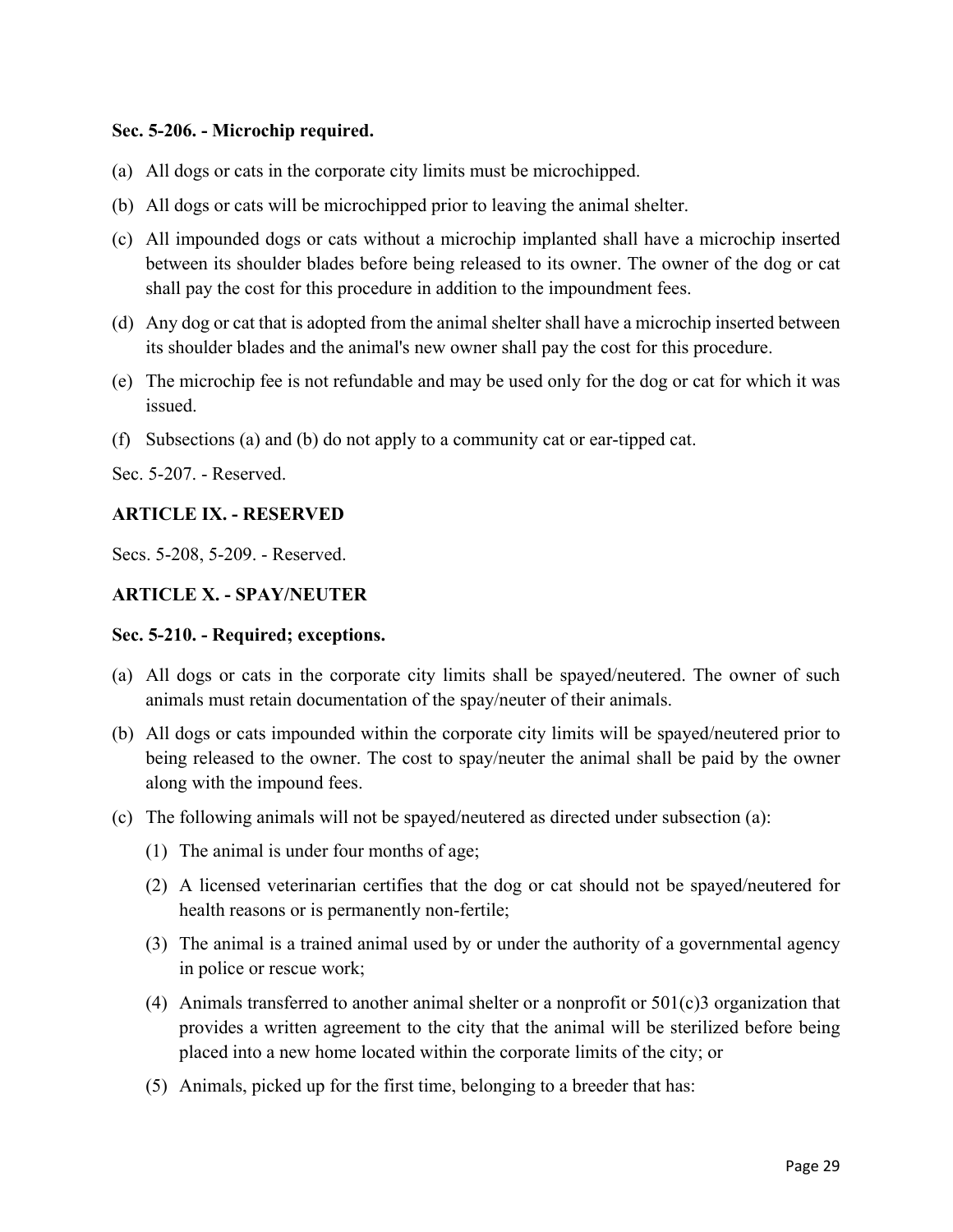**Sec. 5-206. - Microchip required.**

(a) All dogs or cats in the corporate city limits must be microchipped.

(b) All dogs or cats will be microchipped prior to leaving the animal shelter.

(c) All impounded dogs or cats without a microchip implanted shall have a microchip inserted between its shoulder blades before being released to its owner. The owner of the dog or cat shall pay the cost for this procedure in addition to the impoundment fees.

(d) Any dog or cat that is adopted from the animal shelter shall have a microchip inserted between its shoulder blades and the animal's new owner shall pay the cost for this procedure.

(e) The microchip fee is not refundable and may be used only for the dog or cat for which it was issued.

(f) Subsections (a) and (b) do not apply to a community cat or ear-tipped cat.

Sec. 5-207. - Reserved.

**ARTICLE IX. - RESERVED**

Secs. 5-208, 5-209. - Reserved.

**ARTICLE X. - SPAY/NEUTER**

**Sec. 5-210. - Required; exceptions.**

(a) All dogs or cats in the corporate city limits shall be spayed/neutered. The owner of such animals must retain documentation of the spay/neuter of their animals.

(b) All dogs or cats impounded within the corporate city limits will be spayed/neutered prior to being released to the owner. The cost to spay/neuter the animal shall be paid by the owner along with the impound fees.

(c) The following animals will not be spayed/neutered as directed under subsection (a):

  (1) The animal is under four months of age;

  (2) A licensed veterinarian certifies that the dog or cat should not be spayed/neutered for health reasons or is permanently non-fertile;

  (3) The animal is a trained animal used by or under the authority of a governmental agency in police or rescue work;

  (4) Animals transferred to another animal shelter or a nonprofit or 501(c)3 organization that provides a written agreement to the city that the animal will be sterilized before being placed into a new home located within the corporate limits of the city; or

  (5) Animals, picked up for the first time, belonging to a breeder that has: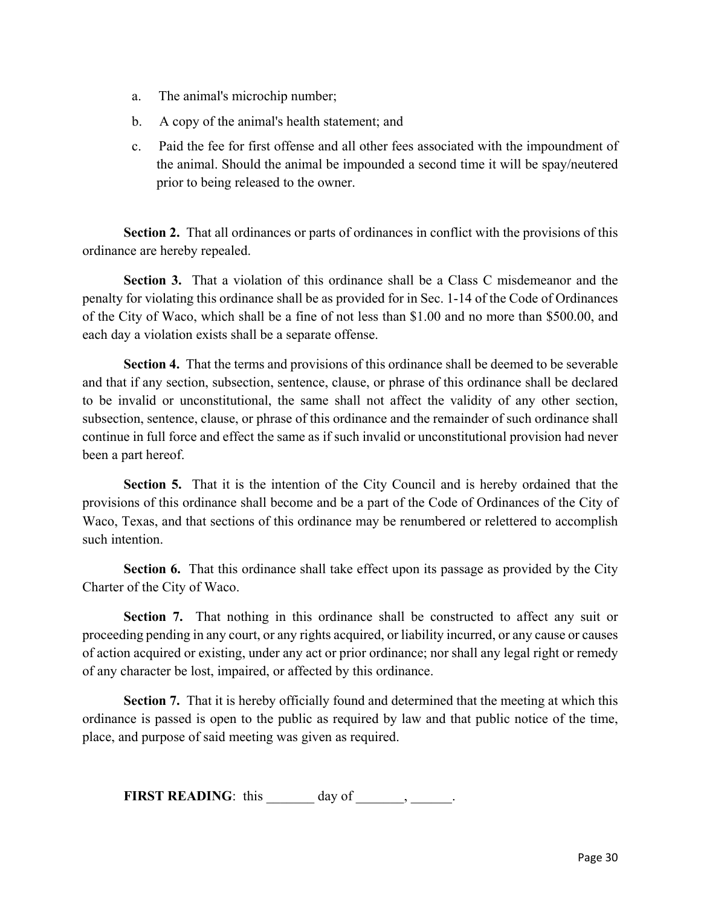a. The animal's microchip number;

b. A copy of the animal's health statement; and

c. Paid the fee for first offense and all other fees associated with the impoundment of the animal. Should the animal be impounded a second time it will be spay/neutered prior to being released to the owner.

**Section 2.** That all ordinances or parts of ordinances in conflict with the provisions of this ordinance are hereby repealed.

**Section 3.** That a violation of this ordinance shall be a Class C misdemeanor and the penalty for violating this ordinance shall be as provided for in Sec. 1-14 of the Code of Ordinances of the City of Waco, which shall be a fine of not less than $1.00 and no more than $500.00, and each day a violation exists shall be a separate offense.

**Section 4.** That the terms and provisions of this ordinance shall be deemed to be severable and that if any section, subsection, sentence, clause, or phrase of this ordinance shall be declared to be invalid or unconstitutional, the same shall not affect the validity of any other section, subsection, sentence, clause, or phrase of this ordinance and the remainder of such ordinance shall continue in full force and effect the same as if such invalid or unconstitutional provision had never been a part hereof.

**Section 5.** That it is the intention of the City Council and is hereby ordained that the provisions of this ordinance shall become and be a part of the Code of Ordinances of the City of Waco, Texas, and that sections of this ordinance may be renumbered or relettered to accomplish such intention.

**Section 6.** That this ordinance shall take effect upon its passage as provided by the City Charter of the City of Waco.

**Section 7.** That nothing in this ordinance shall be constructed to affect any suit or proceeding pending in any court, or any rights acquired, or liability incurred, or any cause or causes of action acquired or existing, under any act or prior ordinance; nor shall any legal right or remedy of any character be lost, impaired, or affected by this ordinance.

**Section 7.** That it is hereby officially found and determined that the meeting at which this ordinance is passed is open to the public as required by law and that public notice of the time, place, and purpose of said meeting was given as required.

**FIRST READING**: this _______ day of _______, ______.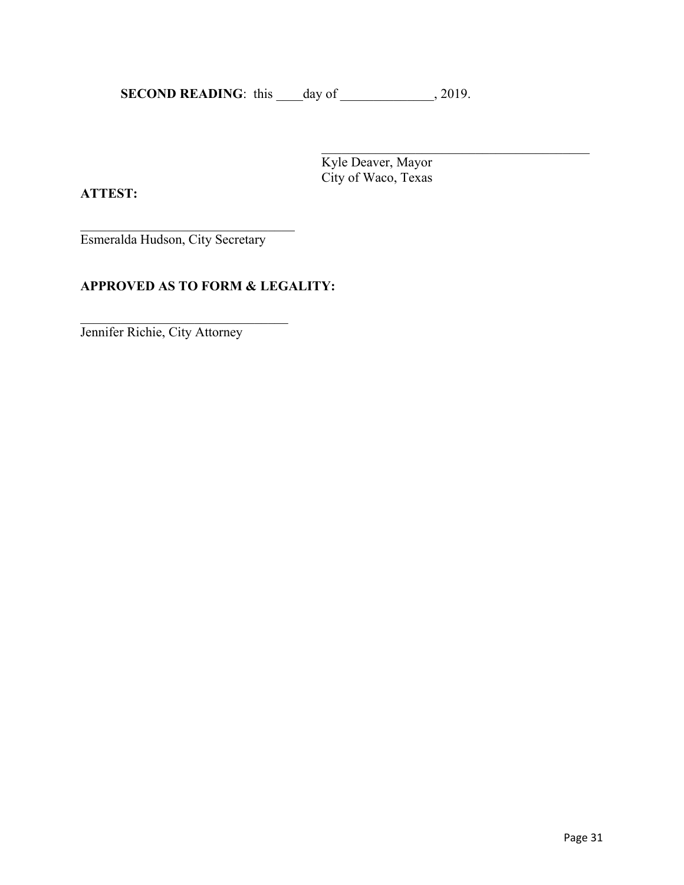**SECOND READING**: this ____day of ______________, 2019.

__________________________________________
Kyle Deaver, Mayor
City of Waco, Texas

**ATTEST:**

_________________________________
Esmeralda Hudson, City Secretary

**APPROVED AS TO FORM & LEGALITY:**

________________________________
Jennifer Richie, City Attorney